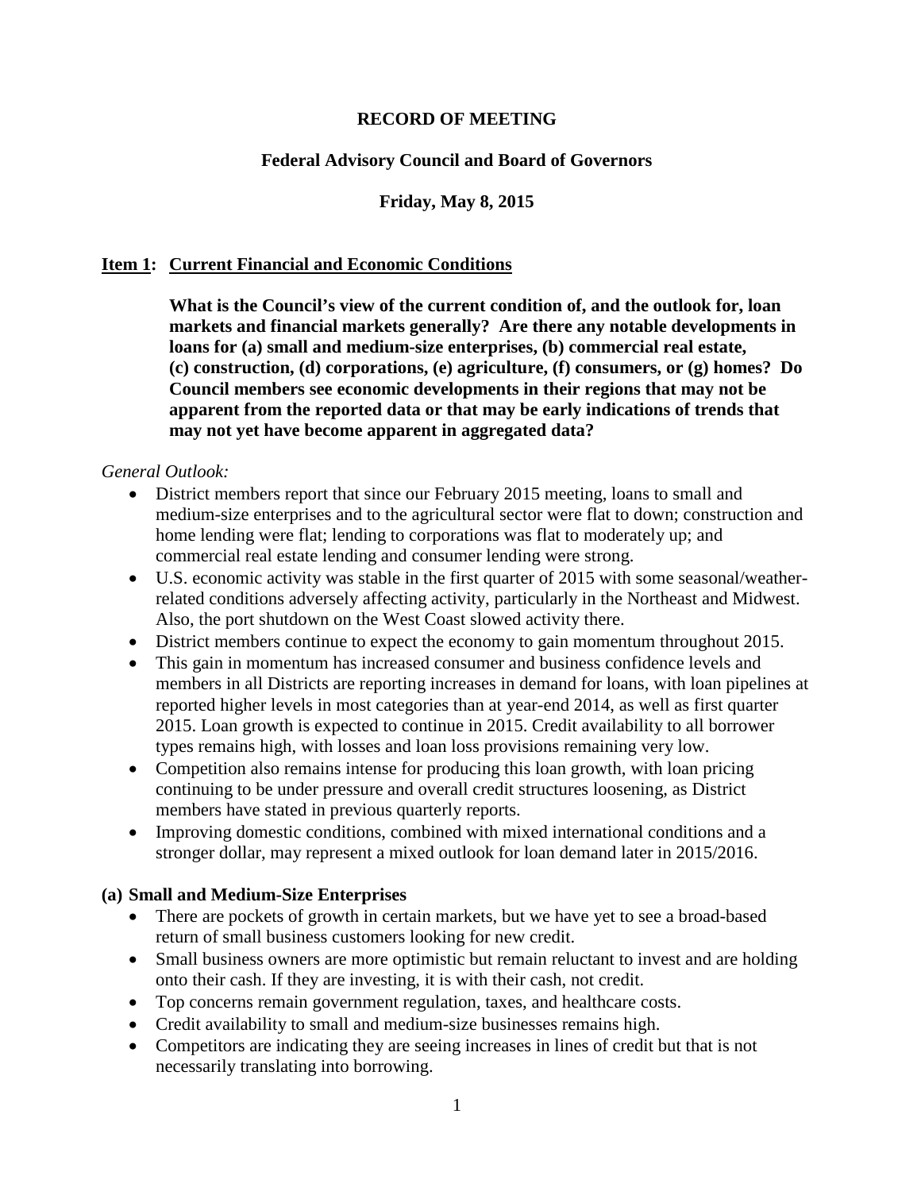# RECORD OF MEETING

## Federal Advisory Council and Board of Governors

### Friday, May 8, 2015

**Item 1: Current Financial and Economic Conditions**

**What is the Council's view of the current condition of, and the outlook for, loan markets and financial markets generally? Are there any notable developments in loans for (a) small and medium-size enterprises, (b) commercial real estate, (c) construction, (d) corporations, (e) agriculture, (f) consumers, or (g) homes? Do Council members see economic developments in their regions that may not be apparent from the reported data or that may be early indications of trends that may not yet have become apparent in aggregated data?**

*General Outlook:*

- District members report that since our February 2015 meeting, loans to small and medium-size enterprises and to the agricultural sector were flat to down; construction and home lending were flat; lending to corporations was flat to moderately up; and commercial real estate lending and consumer lending were strong.
- U.S. economic activity was stable in the first quarter of 2015 with some seasonal/weather-related conditions adversely affecting activity, particularly in the Northeast and Midwest. Also, the port shutdown on the West Coast slowed activity there.
- District members continue to expect the economy to gain momentum throughout 2015.
- This gain in momentum has increased consumer and business confidence levels and members in all Districts are reporting increases in demand for loans, with loan pipelines at reported higher levels in most categories than at year-end 2014, as well as first quarter 2015. Loan growth is expected to continue in 2015. Credit availability to all borrower types remains high, with losses and loan loss provisions remaining very low.
- Competition also remains intense for producing this loan growth, with loan pricing continuing to be under pressure and overall credit structures loosening, as District members have stated in previous quarterly reports.
- Improving domestic conditions, combined with mixed international conditions and a stronger dollar, may represent a mixed outlook for loan demand later in 2015/2016.

**(a) Small and Medium-Size Enterprises**

- There are pockets of growth in certain markets, but we have yet to see a broad-based return of small business customers looking for new credit.
- Small business owners are more optimistic but remain reluctant to invest and are holding onto their cash. If they are investing, it is with their cash, not credit.
- Top concerns remain government regulation, taxes, and healthcare costs.
- Credit availability to small and medium-size businesses remains high.
- Competitors are indicating they are seeing increases in lines of credit but that is not necessarily translating into borrowing.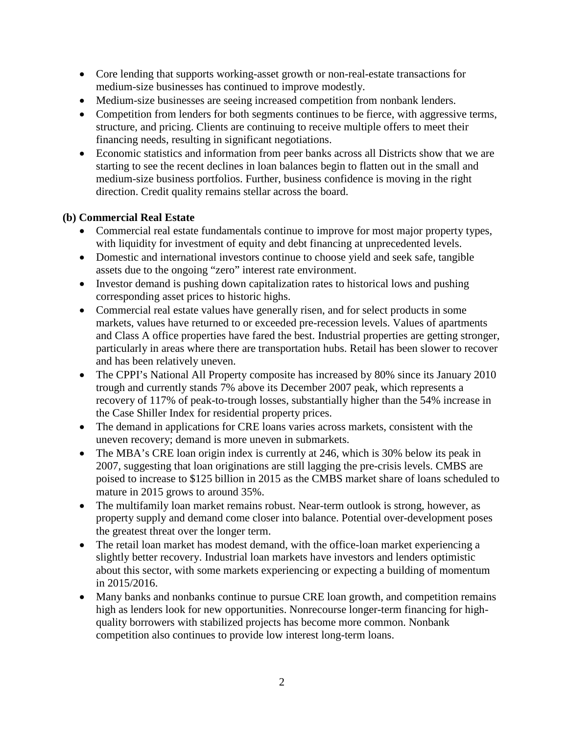- Core lending that supports working-asset growth or non-real-estate transactions for medium-size businesses has continued to improve modestly.
- Medium-size businesses are seeing increased competition from nonbank lenders.
- Competition from lenders for both segments continues to be fierce, with aggressive terms, structure, and pricing. Clients are continuing to receive multiple offers to meet their financing needs, resulting in significant negotiations.
- Economic statistics and information from peer banks across all Districts show that we are starting to see the recent declines in loan balances begin to flatten out in the small and medium-size business portfolios. Further, business confidence is moving in the right direction. Credit quality remains stellar across the board.

**(b) Commercial Real Estate**

- Commercial real estate fundamentals continue to improve for most major property types, with liquidity for investment of equity and debt financing at unprecedented levels.
- Domestic and international investors continue to choose yield and seek safe, tangible assets due to the ongoing "zero" interest rate environment.
- Investor demand is pushing down capitalization rates to historical lows and pushing corresponding asset prices to historic highs.
- Commercial real estate values have generally risen, and for select products in some markets, values have returned to or exceeded pre-recession levels. Values of apartments and Class A office properties have fared the best. Industrial properties are getting stronger, particularly in areas where there are transportation hubs. Retail has been slower to recover and has been relatively uneven.
- The CPPI's National All Property composite has increased by 80% since its January 2010 trough and currently stands 7% above its December 2007 peak, which represents a recovery of 117% of peak-to-trough losses, substantially higher than the 54% increase in the Case Shiller Index for residential property prices.
- The demand in applications for CRE loans varies across markets, consistent with the uneven recovery; demand is more uneven in submarkets.
- The MBA's CRE loan origin index is currently at 246, which is 30% below its peak in 2007, suggesting that loan originations are still lagging the pre-crisis levels. CMBS are poised to increase to $125 billion in 2015 as the CMBS market share of loans scheduled to mature in 2015 grows to around 35%.
- The multifamily loan market remains robust. Near-term outlook is strong, however, as property supply and demand come closer into balance. Potential over-development poses the greatest threat over the longer term.
- The retail loan market has modest demand, with the office-loan market experiencing a slightly better recovery. Industrial loan markets have investors and lenders optimistic about this sector, with some markets experiencing or expecting a building of momentum in 2015/2016.
- Many banks and nonbanks continue to pursue CRE loan growth, and competition remains high as lenders look for new opportunities. Nonrecourse longer-term financing for high-quality borrowers with stabilized projects has become more common. Nonbank competition also continues to provide low interest long-term loans.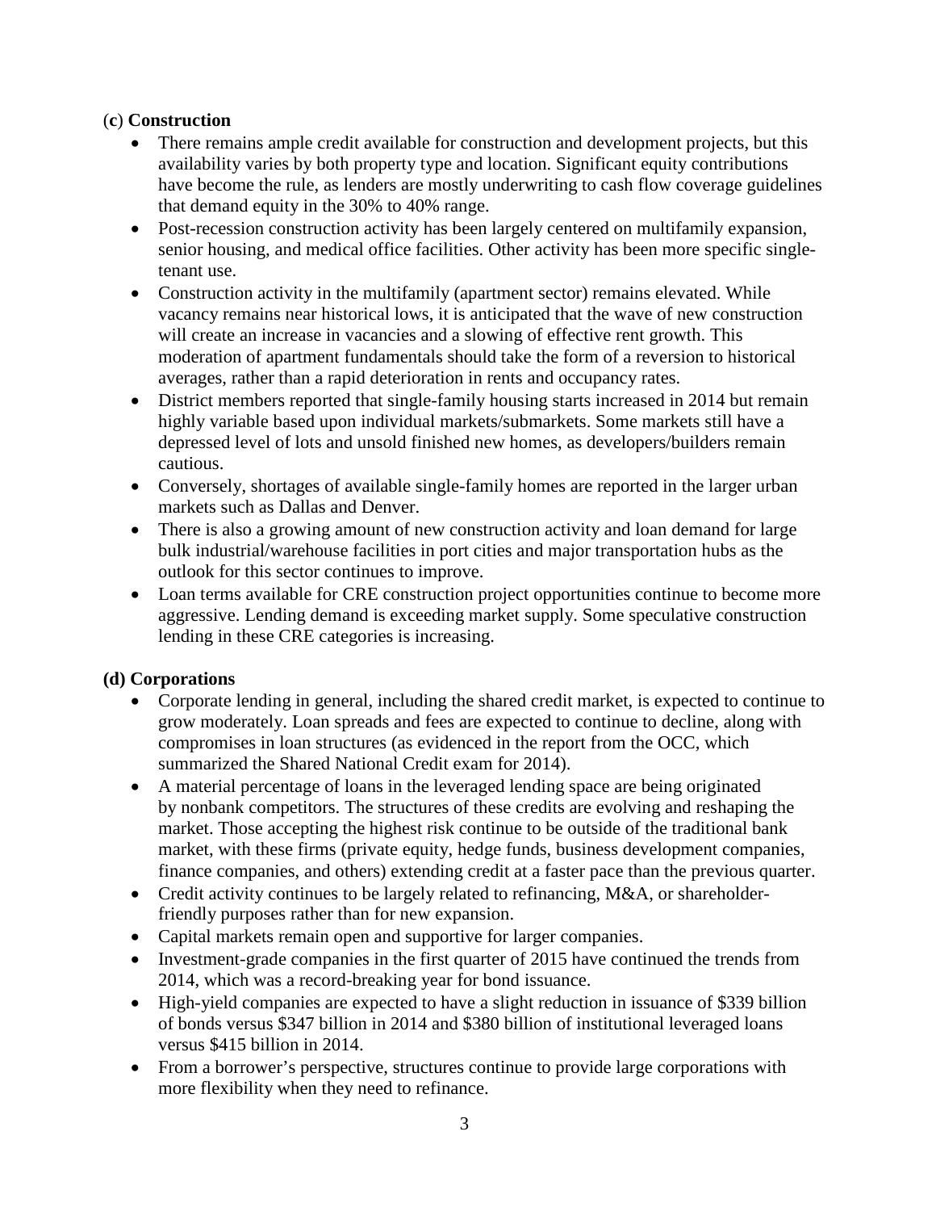### (c) Construction

- There remains ample credit available for construction and development projects, but this availability varies by both property type and location. Significant equity contributions have become the rule, as lenders are mostly underwriting to cash flow coverage guidelines that demand equity in the 30% to 40% range.
- Post-recession construction activity has been largely centered on multifamily expansion, senior housing, and medical office facilities. Other activity has been more specific single-tenant use.
- Construction activity in the multifamily (apartment sector) remains elevated. While vacancy remains near historical lows, it is anticipated that the wave of new construction will create an increase in vacancies and a slowing of effective rent growth. This moderation of apartment fundamentals should take the form of a reversion to historical averages, rather than a rapid deterioration in rents and occupancy rates.
- District members reported that single-family housing starts increased in 2014 but remain highly variable based upon individual markets/submarkets. Some markets still have a depressed level of lots and unsold finished new homes, as developers/builders remain cautious.
- Conversely, shortages of available single-family homes are reported in the larger urban markets such as Dallas and Denver.
- There is also a growing amount of new construction activity and loan demand for large bulk industrial/warehouse facilities in port cities and major transportation hubs as the outlook for this sector continues to improve.
- Loan terms available for CRE construction project opportunities continue to become more aggressive. Lending demand is exceeding market supply. Some speculative construction lending in these CRE categories is increasing.

### (d) Corporations

- Corporate lending in general, including the shared credit market, is expected to continue to grow moderately. Loan spreads and fees are expected to continue to decline, along with compromises in loan structures (as evidenced in the report from the OCC, which summarized the Shared National Credit exam for 2014).
- A material percentage of loans in the leveraged lending space are being originated by nonbank competitors. The structures of these credits are evolving and reshaping the market. Those accepting the highest risk continue to be outside of the traditional bank market, with these firms (private equity, hedge funds, business development companies, finance companies, and others) extending credit at a faster pace than the previous quarter.
- Credit activity continues to be largely related to refinancing, M&A, or shareholder-friendly purposes rather than for new expansion.
- Capital markets remain open and supportive for larger companies.
- Investment-grade companies in the first quarter of 2015 have continued the trends from 2014, which was a record-breaking year for bond issuance.
- High-yield companies are expected to have a slight reduction in issuance of $339 billion of bonds versus $347 billion in 2014 and $380 billion of institutional leveraged loans versus $415 billion in 2014.
- From a borrower's perspective, structures continue to provide large corporations with more flexibility when they need to refinance.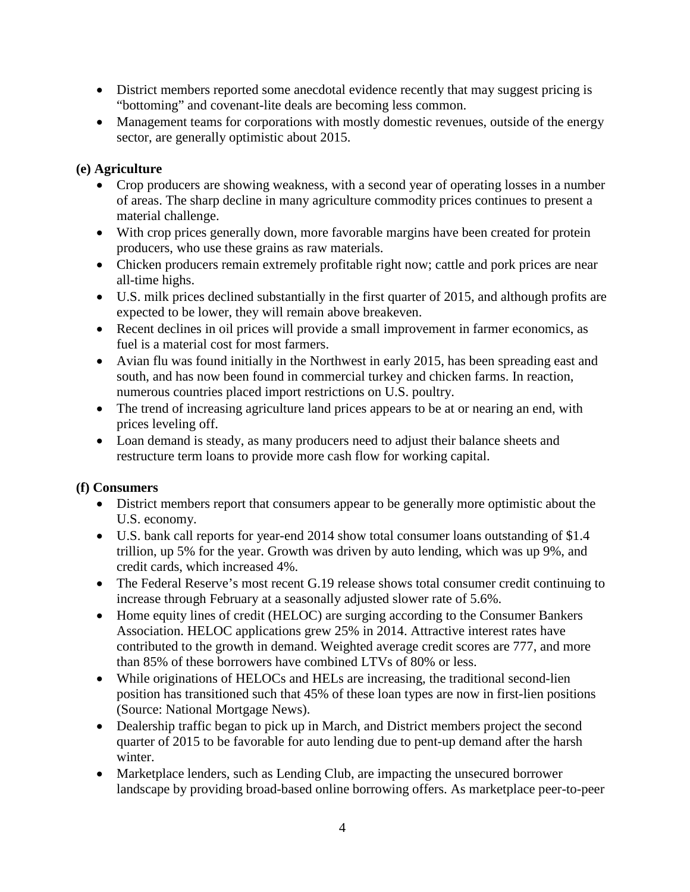- District members reported some anecdotal evidence recently that may suggest pricing is "bottoming" and covenant-lite deals are becoming less common.
- Management teams for corporations with mostly domestic revenues, outside of the energy sector, are generally optimistic about 2015.

**(e) Agriculture**

- Crop producers are showing weakness, with a second year of operating losses in a number of areas. The sharp decline in many agriculture commodity prices continues to present a material challenge.
- With crop prices generally down, more favorable margins have been created for protein producers, who use these grains as raw materials.
- Chicken producers remain extremely profitable right now; cattle and pork prices are near all-time highs.
- U.S. milk prices declined substantially in the first quarter of 2015, and although profits are expected to be lower, they will remain above breakeven.
- Recent declines in oil prices will provide a small improvement in farmer economics, as fuel is a material cost for most farmers.
- Avian flu was found initially in the Northwest in early 2015, has been spreading east and south, and has now been found in commercial turkey and chicken farms. In reaction, numerous countries placed import restrictions on U.S. poultry.
- The trend of increasing agriculture land prices appears to be at or nearing an end, with prices leveling off.
- Loan demand is steady, as many producers need to adjust their balance sheets and restructure term loans to provide more cash flow for working capital.

**(f) Consumers**

- District members report that consumers appear to be generally more optimistic about the U.S. economy.
- U.S. bank call reports for year-end 2014 show total consumer loans outstanding of $1.4 trillion, up 5% for the year. Growth was driven by auto lending, which was up 9%, and credit cards, which increased 4%.
- The Federal Reserve's most recent G.19 release shows total consumer credit continuing to increase through February at a seasonally adjusted slower rate of 5.6%.
- Home equity lines of credit (HELOC) are surging according to the Consumer Bankers Association. HELOC applications grew 25% in 2014. Attractive interest rates have contributed to the growth in demand. Weighted average credit scores are 777, and more than 85% of these borrowers have combined LTVs of 80% or less.
- While originations of HELOCs and HELs are increasing, the traditional second-lien position has transitioned such that 45% of these loan types are now in first-lien positions (Source: National Mortgage News).
- Dealership traffic began to pick up in March, and District members project the second quarter of 2015 to be favorable for auto lending due to pent-up demand after the harsh winter.
- Marketplace lenders, such as Lending Club, are impacting the unsecured borrower landscape by providing broad-based online borrowing offers. As marketplace peer-to-peer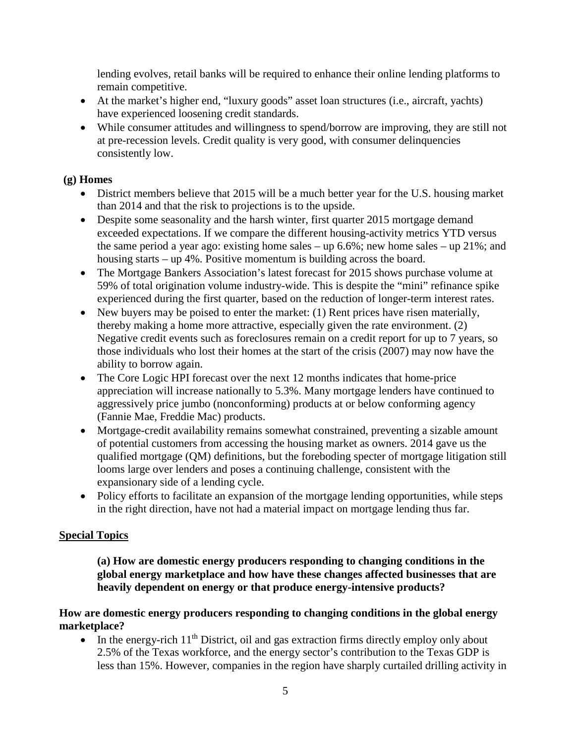lending evolves, retail banks will be required to enhance their online lending platforms to remain competitive.

- At the market's higher end, "luxury goods" asset loan structures (i.e., aircraft, yachts) have experienced loosening credit standards.
- While consumer attitudes and willingness to spend/borrow are improving, they are still not at pre-recession levels. Credit quality is very good, with consumer delinquencies consistently low.

**(g) Homes**

- District members believe that 2015 will be a much better year for the U.S. housing market than 2014 and that the risk to projections is to the upside.
- Despite some seasonality and the harsh winter, first quarter 2015 mortgage demand exceeded expectations. If we compare the different housing-activity metrics YTD versus the same period a year ago: existing home sales – up 6.6%; new home sales – up 21%; and housing starts – up 4%. Positive momentum is building across the board.
- The Mortgage Bankers Association's latest forecast for 2015 shows purchase volume at 59% of total origination volume industry-wide. This is despite the "mini" refinance spike experienced during the first quarter, based on the reduction of longer-term interest rates.
- New buyers may be poised to enter the market: (1) Rent prices have risen materially, thereby making a home more attractive, especially given the rate environment. (2) Negative credit events such as foreclosures remain on a credit report for up to 7 years, so those individuals who lost their homes at the start of the crisis (2007) may now have the ability to borrow again.
- The Core Logic HPI forecast over the next 12 months indicates that home-price appreciation will increase nationally to 5.3%. Many mortgage lenders have continued to aggressively price jumbo (nonconforming) products at or below conforming agency (Fannie Mae, Freddie Mac) products.
- Mortgage-credit availability remains somewhat constrained, preventing a sizable amount of potential customers from accessing the housing market as owners. 2014 gave us the qualified mortgage (QM) definitions, but the foreboding specter of mortgage litigation still looms large over lenders and poses a continuing challenge, consistent with the expansionary side of a lending cycle.
- Policy efforts to facilitate an expansion of the mortgage lending opportunities, while steps in the right direction, have not had a material impact on mortgage lending thus far.

## Special Topics

**(a) How are domestic energy producers responding to changing conditions in the global energy marketplace and how have these changes affected businesses that are heavily dependent on energy or that produce energy-intensive products?**

**How are domestic energy producers responding to changing conditions in the global energy marketplace?**

- In the energy-rich 11th District, oil and gas extraction firms directly employ only about 2.5% of the Texas workforce, and the energy sector's contribution to the Texas GDP is less than 15%. However, companies in the region have sharply curtailed drilling activity in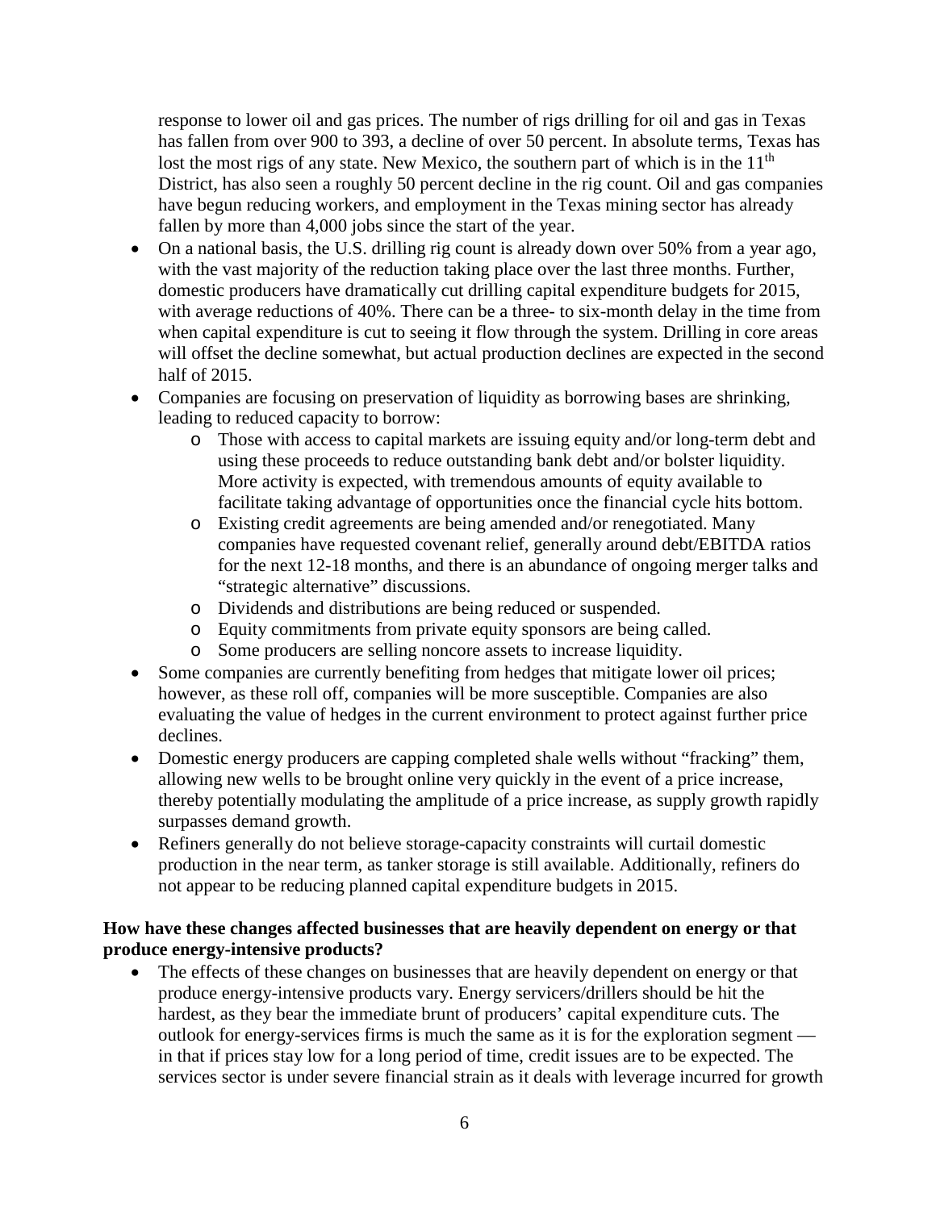response to lower oil and gas prices. The number of rigs drilling for oil and gas in Texas has fallen from over 900 to 393, a decline of over 50 percent. In absolute terms, Texas has lost the most rigs of any state. New Mexico, the southern part of which is in the 11th District, has also seen a roughly 50 percent decline in the rig count. Oil and gas companies have begun reducing workers, and employment in the Texas mining sector has already fallen by more than 4,000 jobs since the start of the year.

- On a national basis, the U.S. drilling rig count is already down over 50% from a year ago, with the vast majority of the reduction taking place over the last three months. Further, domestic producers have dramatically cut drilling capital expenditure budgets for 2015, with average reductions of 40%. There can be a three- to six-month delay in the time from when capital expenditure is cut to seeing it flow through the system. Drilling in core areas will offset the decline somewhat, but actual production declines are expected in the second half of 2015.
- Companies are focusing on preservation of liquidity as borrowing bases are shrinking, leading to reduced capacity to borrow:
  - Those with access to capital markets are issuing equity and/or long-term debt and using these proceeds to reduce outstanding bank debt and/or bolster liquidity. More activity is expected, with tremendous amounts of equity available to facilitate taking advantage of opportunities once the financial cycle hits bottom.
  - Existing credit agreements are being amended and/or renegotiated. Many companies have requested covenant relief, generally around debt/EBITDA ratios for the next 12-18 months, and there is an abundance of ongoing merger talks and "strategic alternative" discussions.
  - Dividends and distributions are being reduced or suspended.
  - Equity commitments from private equity sponsors are being called.
  - Some producers are selling noncore assets to increase liquidity.
- Some companies are currently benefiting from hedges that mitigate lower oil prices; however, as these roll off, companies will be more susceptible. Companies are also evaluating the value of hedges in the current environment to protect against further price declines.
- Domestic energy producers are capping completed shale wells without "fracking" them, allowing new wells to be brought online very quickly in the event of a price increase, thereby potentially modulating the amplitude of a price increase, as supply growth rapidly surpasses demand growth.
- Refiners generally do not believe storage-capacity constraints will curtail domestic production in the near term, as tanker storage is still available. Additionally, refiners do not appear to be reducing planned capital expenditure budgets in 2015.

**How have these changes affected businesses that are heavily dependent on energy or that produce energy-intensive products?**

- The effects of these changes on businesses that are heavily dependent on energy or that produce energy-intensive products vary. Energy servicers/drillers should be hit the hardest, as they bear the immediate brunt of producers' capital expenditure cuts. The outlook for energy-services firms is much the same as it is for the exploration segment — in that if prices stay low for a long period of time, credit issues are to be expected. The services sector is under severe financial strain as it deals with leverage incurred for growth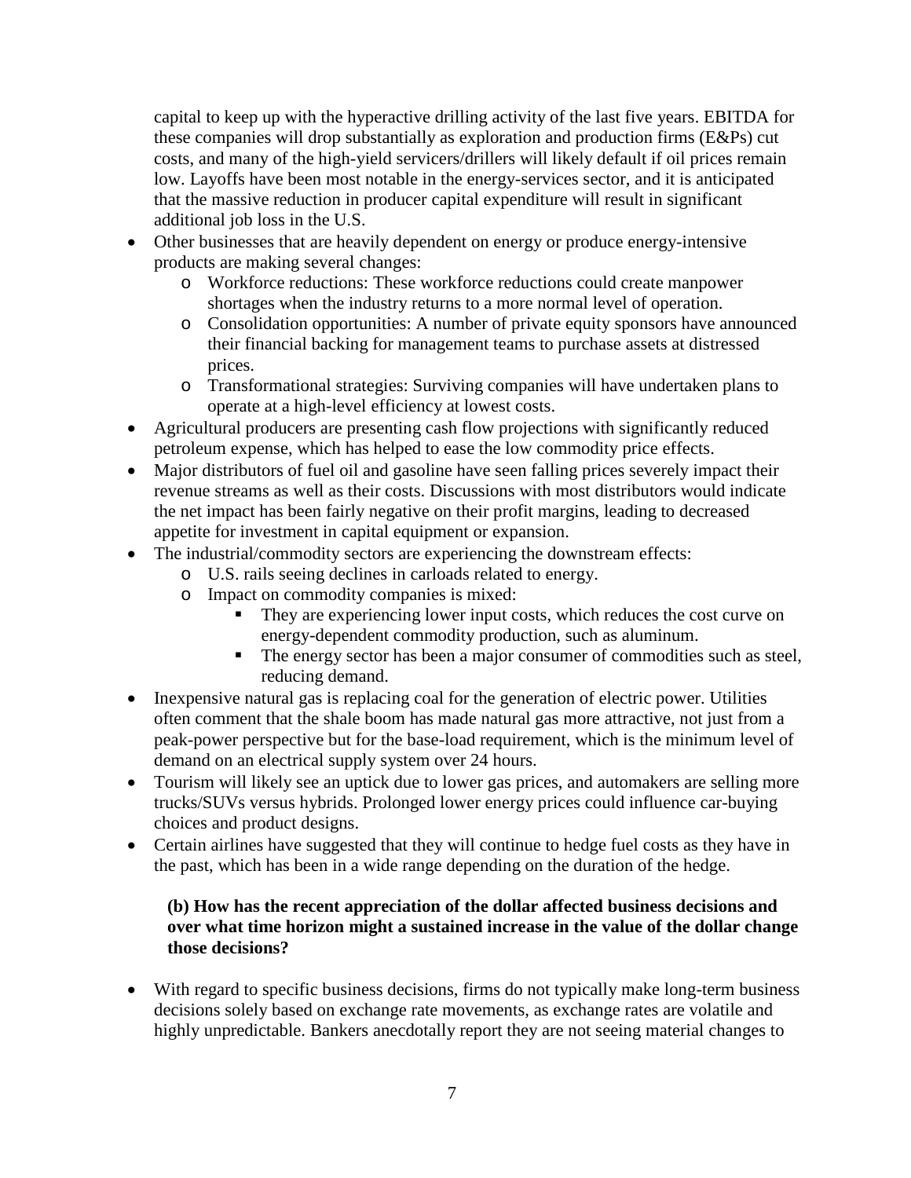capital to keep up with the hyperactive drilling activity of the last five years. EBITDA for these companies will drop substantially as exploration and production firms (E&Ps) cut costs, and many of the high-yield servicers/drillers will likely default if oil prices remain low. Layoffs have been most notable in the energy-services sector, and it is anticipated that the massive reduction in producer capital expenditure will result in significant additional job loss in the U.S.

- Other businesses that are heavily dependent on energy or produce energy-intensive products are making several changes:
  - Workforce reductions: These workforce reductions could create manpower shortages when the industry returns to a more normal level of operation.
  - Consolidation opportunities: A number of private equity sponsors have announced their financial backing for management teams to purchase assets at distressed prices.
  - Transformational strategies: Surviving companies will have undertaken plans to operate at a high-level efficiency at lowest costs.
- Agricultural producers are presenting cash flow projections with significantly reduced petroleum expense, which has helped to ease the low commodity price effects.
- Major distributors of fuel oil and gasoline have seen falling prices severely impact their revenue streams as well as their costs. Discussions with most distributors would indicate the net impact has been fairly negative on their profit margins, leading to decreased appetite for investment in capital equipment or expansion.
- The industrial/commodity sectors are experiencing the downstream effects:
  - U.S. rails seeing declines in carloads related to energy.
  - Impact on commodity companies is mixed:
    - They are experiencing lower input costs, which reduces the cost curve on energy-dependent commodity production, such as aluminum.
    - The energy sector has been a major consumer of commodities such as steel, reducing demand.
- Inexpensive natural gas is replacing coal for the generation of electric power. Utilities often comment that the shale boom has made natural gas more attractive, not just from a peak-power perspective but for the base-load requirement, which is the minimum level of demand on an electrical supply system over 24 hours.
- Tourism will likely see an uptick due to lower gas prices, and automakers are selling more trucks/SUVs versus hybrids. Prolonged lower energy prices could influence car-buying choices and product designs.
- Certain airlines have suggested that they will continue to hedge fuel costs as they have in the past, which has been in a wide range depending on the duration of the hedge.

**(b) How has the recent appreciation of the dollar affected business decisions and over what time horizon might a sustained increase in the value of the dollar change those decisions?**

- With regard to specific business decisions, firms do not typically make long-term business decisions solely based on exchange rate movements, as exchange rates are volatile and highly unpredictable. Bankers anecdotally report they are not seeing material changes to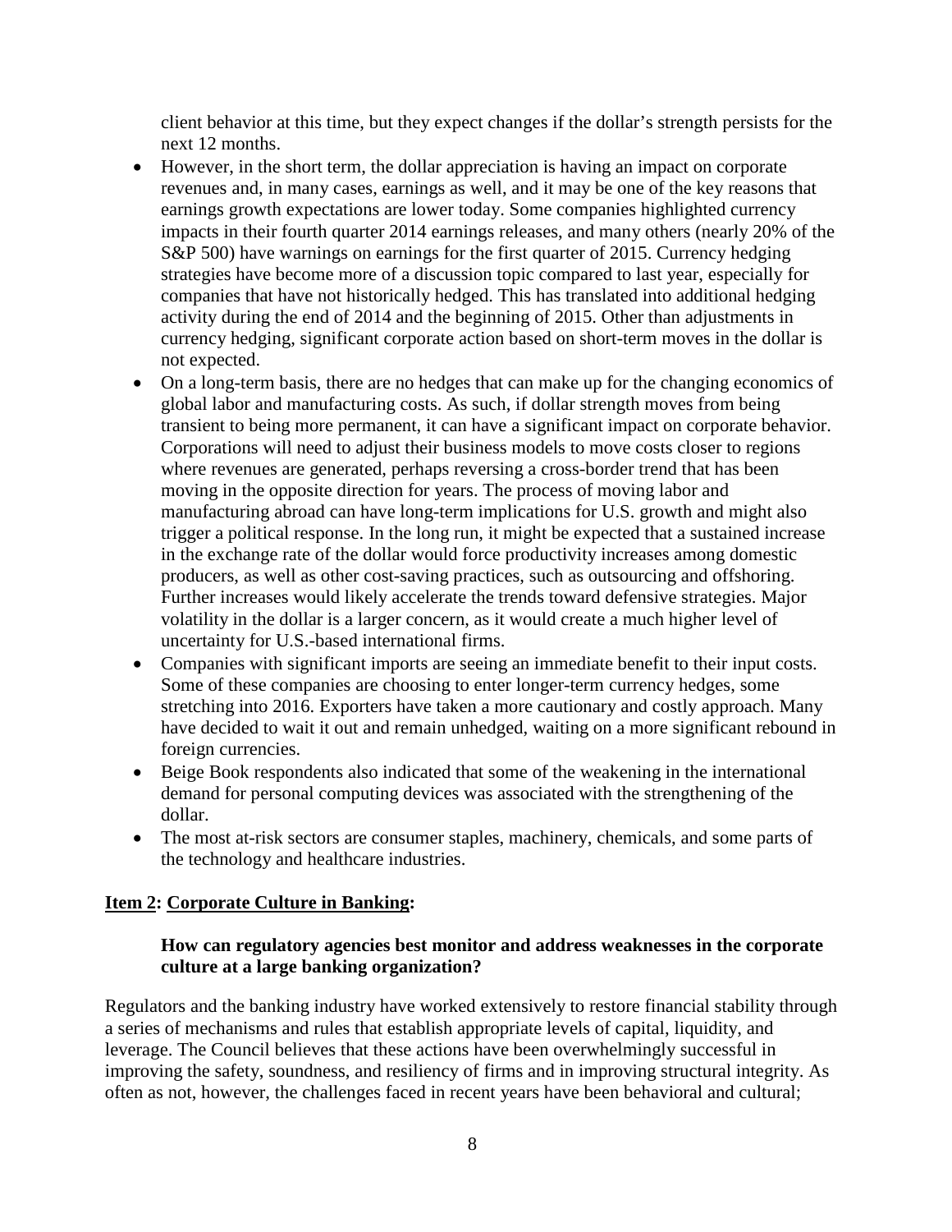client behavior at this time, but they expect changes if the dollar's strength persists for the next 12 months.

- However, in the short term, the dollar appreciation is having an impact on corporate revenues and, in many cases, earnings as well, and it may be one of the key reasons that earnings growth expectations are lower today. Some companies highlighted currency impacts in their fourth quarter 2014 earnings releases, and many others (nearly 20% of the S&P 500) have warnings on earnings for the first quarter of 2015. Currency hedging strategies have become more of a discussion topic compared to last year, especially for companies that have not historically hedged. This has translated into additional hedging activity during the end of 2014 and the beginning of 2015. Other than adjustments in currency hedging, significant corporate action based on short-term moves in the dollar is not expected.
- On a long-term basis, there are no hedges that can make up for the changing economics of global labor and manufacturing costs. As such, if dollar strength moves from being transient to being more permanent, it can have a significant impact on corporate behavior. Corporations will need to adjust their business models to move costs closer to regions where revenues are generated, perhaps reversing a cross-border trend that has been moving in the opposite direction for years. The process of moving labor and manufacturing abroad can have long-term implications for U.S. growth and might also trigger a political response. In the long run, it might be expected that a sustained increase in the exchange rate of the dollar would force productivity increases among domestic producers, as well as other cost-saving practices, such as outsourcing and offshoring. Further increases would likely accelerate the trends toward defensive strategies. Major volatility in the dollar is a larger concern, as it would create a much higher level of uncertainty for U.S.-based international firms.
- Companies with significant imports are seeing an immediate benefit to their input costs. Some of these companies are choosing to enter longer-term currency hedges, some stretching into 2016. Exporters have taken a more cautionary and costly approach. Many have decided to wait it out and remain unhedged, waiting on a more significant rebound in foreign currencies.
- Beige Book respondents also indicated that some of the weakening in the international demand for personal computing devices was associated with the strengthening of the dollar.
- The most at-risk sectors are consumer staples, machinery, chemicals, and some parts of the technology and healthcare industries.

## Item 2: Corporate Culture in Banking:

**How can regulatory agencies best monitor and address weaknesses in the corporate culture at a large banking organization?**

Regulators and the banking industry have worked extensively to restore financial stability through a series of mechanisms and rules that establish appropriate levels of capital, liquidity, and leverage. The Council believes that these actions have been overwhelmingly successful in improving the safety, soundness, and resiliency of firms and in improving structural integrity. As often as not, however, the challenges faced in recent years have been behavioral and cultural;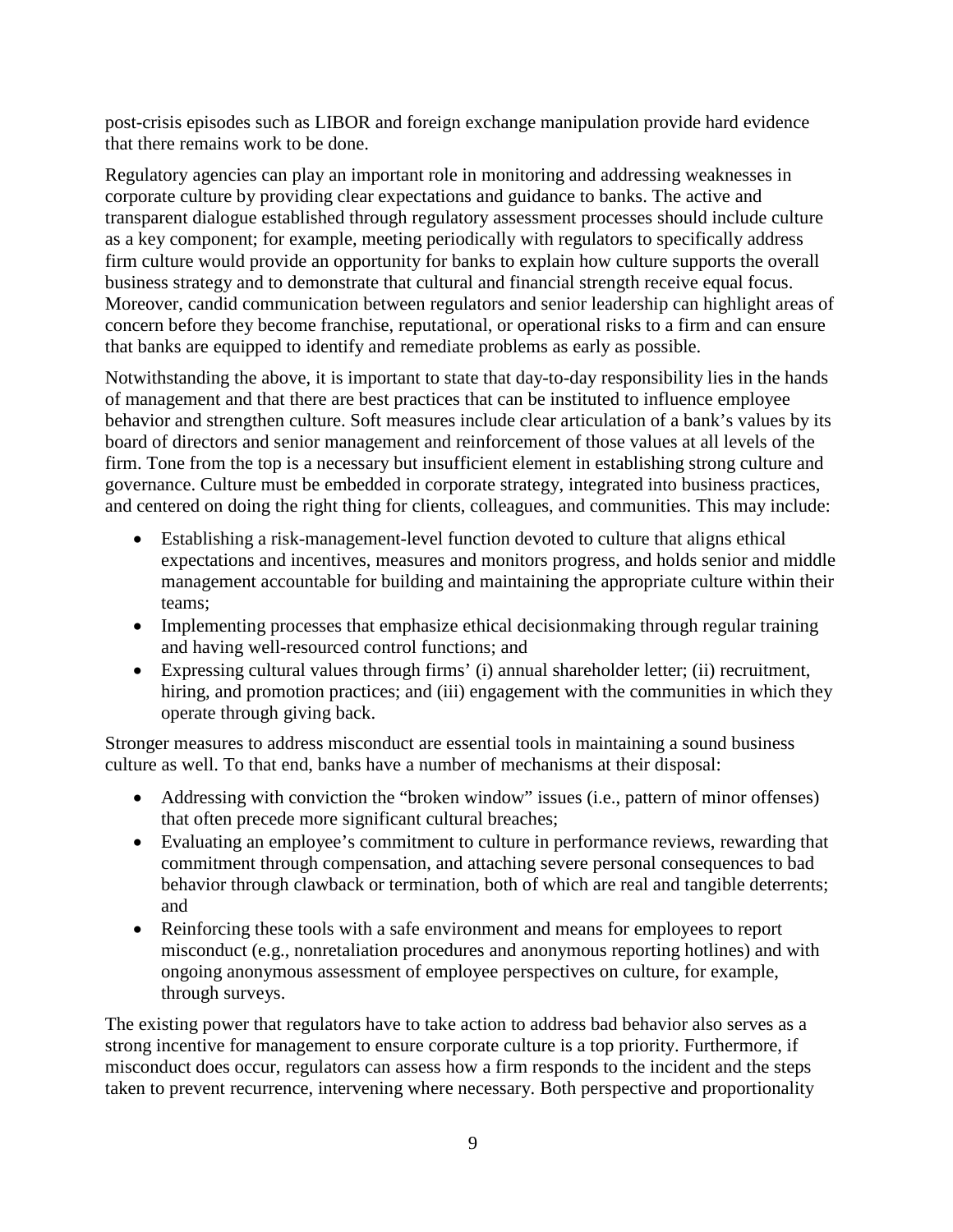post-crisis episodes such as LIBOR and foreign exchange manipulation provide hard evidence that there remains work to be done.

Regulatory agencies can play an important role in monitoring and addressing weaknesses in corporate culture by providing clear expectations and guidance to banks. The active and transparent dialogue established through regulatory assessment processes should include culture as a key component; for example, meeting periodically with regulators to specifically address firm culture would provide an opportunity for banks to explain how culture supports the overall business strategy and to demonstrate that cultural and financial strength receive equal focus. Moreover, candid communication between regulators and senior leadership can highlight areas of concern before they become franchise, reputational, or operational risks to a firm and can ensure that banks are equipped to identify and remediate problems as early as possible.

Notwithstanding the above, it is important to state that day-to-day responsibility lies in the hands of management and that there are best practices that can be instituted to influence employee behavior and strengthen culture. Soft measures include clear articulation of a bank's values by its board of directors and senior management and reinforcement of those values at all levels of the firm. Tone from the top is a necessary but insufficient element in establishing strong culture and governance. Culture must be embedded in corporate strategy, integrated into business practices, and centered on doing the right thing for clients, colleagues, and communities. This may include:

- Establishing a risk-management-level function devoted to culture that aligns ethical expectations and incentives, measures and monitors progress, and holds senior and middle management accountable for building and maintaining the appropriate culture within their teams;
- Implementing processes that emphasize ethical decisionmaking through regular training and having well-resourced control functions; and
- Expressing cultural values through firms' (i) annual shareholder letter; (ii) recruitment, hiring, and promotion practices; and (iii) engagement with the communities in which they operate through giving back.

Stronger measures to address misconduct are essential tools in maintaining a sound business culture as well. To that end, banks have a number of mechanisms at their disposal:

- Addressing with conviction the "broken window" issues (i.e., pattern of minor offenses) that often precede more significant cultural breaches;
- Evaluating an employee's commitment to culture in performance reviews, rewarding that commitment through compensation, and attaching severe personal consequences to bad behavior through clawback or termination, both of which are real and tangible deterrents; and
- Reinforcing these tools with a safe environment and means for employees to report misconduct (e.g., nonretaliation procedures and anonymous reporting hotlines) and with ongoing anonymous assessment of employee perspectives on culture, for example, through surveys.

The existing power that regulators have to take action to address bad behavior also serves as a strong incentive for management to ensure corporate culture is a top priority. Furthermore, if misconduct does occur, regulators can assess how a firm responds to the incident and the steps taken to prevent recurrence, intervening where necessary. Both perspective and proportionality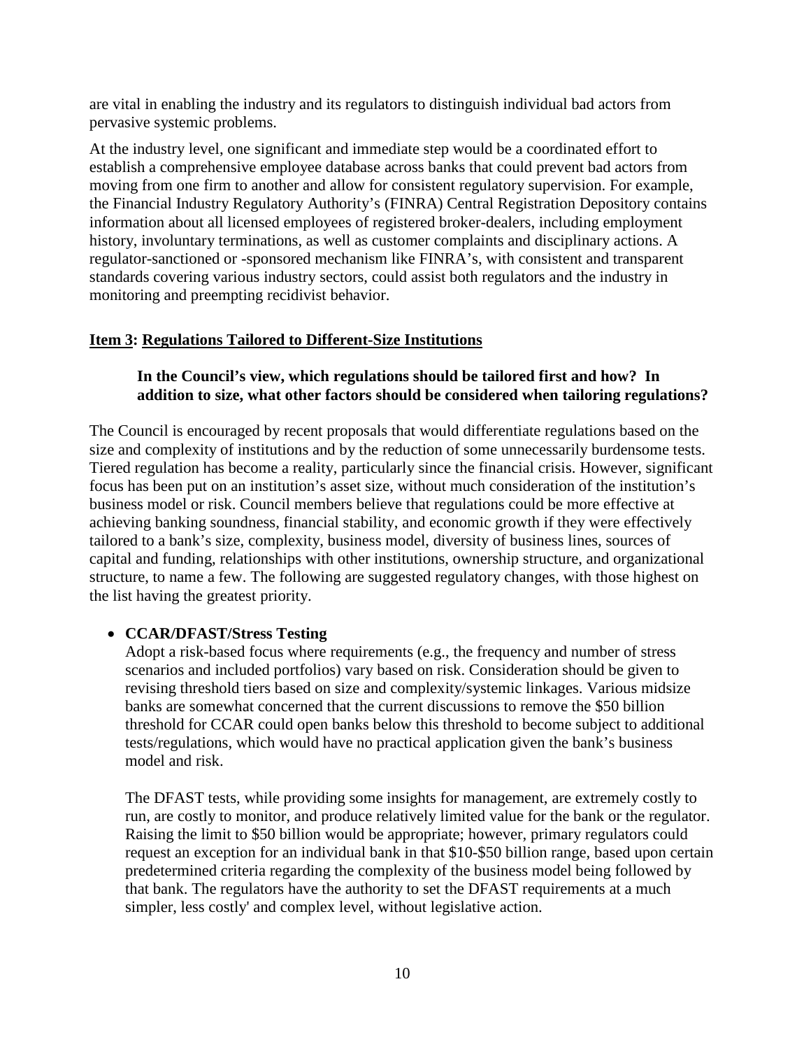are vital in enabling the industry and its regulators to distinguish individual bad actors from pervasive systemic problems.

At the industry level, one significant and immediate step would be a coordinated effort to establish a comprehensive employee database across banks that could prevent bad actors from moving from one firm to another and allow for consistent regulatory supervision. For example, the Financial Industry Regulatory Authority's (FINRA) Central Registration Depository contains information about all licensed employees of registered broker-dealers, including employment history, involuntary terminations, as well as customer complaints and disciplinary actions. A regulator-sanctioned or -sponsored mechanism like FINRA's, with consistent and transparent standards covering various industry sectors, could assist both regulators and the industry in monitoring and preempting recidivist behavior.

## <u>Item 3</u>: <u>Regulations Tailored to Different-Size Institutions</u>

**In the Council's view, which regulations should be tailored first and how? In addition to size, what other factors should be considered when tailoring regulations?**

The Council is encouraged by recent proposals that would differentiate regulations based on the size and complexity of institutions and by the reduction of some unnecessarily burdensome tests. Tiered regulation has become a reality, particularly since the financial crisis. However, significant focus has been put on an institution's asset size, without much consideration of the institution's business model or risk. Council members believe that regulations could be more effective at achieving banking soundness, financial stability, and economic growth if they were effectively tailored to a bank's size, complexity, business model, diversity of business lines, sources of capital and funding, relationships with other institutions, ownership structure, and organizational structure, to name a few. The following are suggested regulatory changes, with those highest on the list having the greatest priority.

- **CCAR/DFAST/Stress Testing**

  Adopt a risk-based focus where requirements (e.g., the frequency and number of stress scenarios and included portfolios) vary based on risk. Consideration should be given to revising threshold tiers based on size and complexity/systemic linkages. Various midsize banks are somewhat concerned that the current discussions to remove the $50 billion threshold for CCAR could open banks below this threshold to become subject to additional tests/regulations, which would have no practical application given the bank's business model and risk.

  The DFAST tests, while providing some insights for management, are extremely costly to run, are costly to monitor, and produce relatively limited value for the bank or the regulator. Raising the limit to $50 billion would be appropriate; however, primary regulators could request an exception for an individual bank in that $10-$50 billion range, based upon certain predetermined criteria regarding the complexity of the business model being followed by that bank. The regulators have the authority to set the DFAST requirements at a much simpler, less costly' and complex level, without legislative action.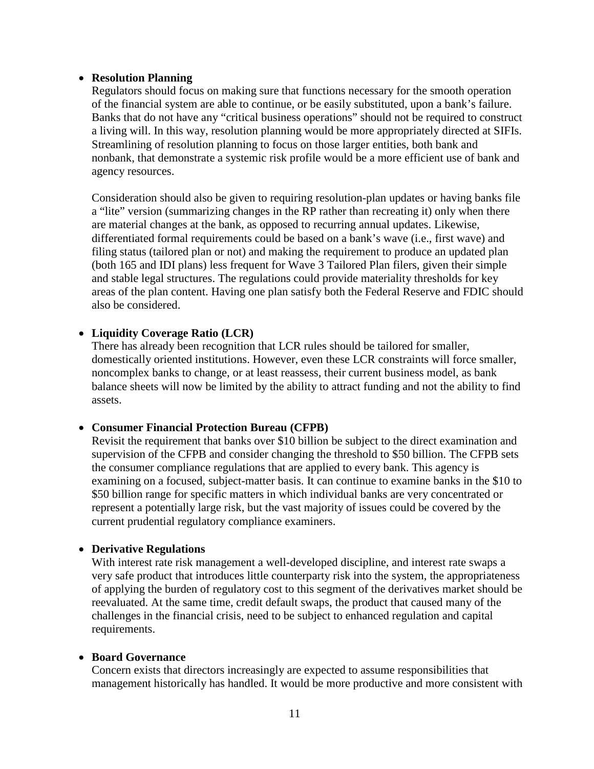- **Resolution Planning**

  Regulators should focus on making sure that functions necessary for the smooth operation of the financial system are able to continue, or be easily substituted, upon a bank's failure. Banks that do not have any "critical business operations" should not be required to construct a living will. In this way, resolution planning would be more appropriately directed at SIFIs. Streamlining of resolution planning to focus on those larger entities, both bank and nonbank, that demonstrate a systemic risk profile would be a more efficient use of bank and agency resources.

  Consideration should also be given to requiring resolution-plan updates or having banks file a "lite" version (summarizing changes in the RP rather than recreating it) only when there are material changes at the bank, as opposed to recurring annual updates. Likewise, differentiated formal requirements could be based on a bank's wave (i.e., first wave) and filing status (tailored plan or not) and making the requirement to produce an updated plan (both 165 and IDI plans) less frequent for Wave 3 Tailored Plan filers, given their simple and stable legal structures. The regulations could provide materiality thresholds for key areas of the plan content. Having one plan satisfy both the Federal Reserve and FDIC should also be considered.

- **Liquidity Coverage Ratio (LCR)**

  There has already been recognition that LCR rules should be tailored for smaller, domestically oriented institutions. However, even these LCR constraints will force smaller, noncomplex banks to change, or at least reassess, their current business model, as bank balance sheets will now be limited by the ability to attract funding and not the ability to find assets.

- **Consumer Financial Protection Bureau (CFPB)**

  Revisit the requirement that banks over $10 billion be subject to the direct examination and supervision of the CFPB and consider changing the threshold to $50 billion. The CFPB sets the consumer compliance regulations that are applied to every bank. This agency is examining on a focused, subject-matter basis. It can continue to examine banks in the $10 to $50 billion range for specific matters in which individual banks are very concentrated or represent a potentially large risk, but the vast majority of issues could be covered by the current prudential regulatory compliance examiners.

- **Derivative Regulations**

  With interest rate risk management a well-developed discipline, and interest rate swaps a very safe product that introduces little counterparty risk into the system, the appropriateness of applying the burden of regulatory cost to this segment of the derivatives market should be reevaluated. At the same time, credit default swaps, the product that caused many of the challenges in the financial crisis, need to be subject to enhanced regulation and capital requirements.

- **Board Governance**

  Concern exists that directors increasingly are expected to assume responsibilities that management historically has handled. It would be more productive and more consistent with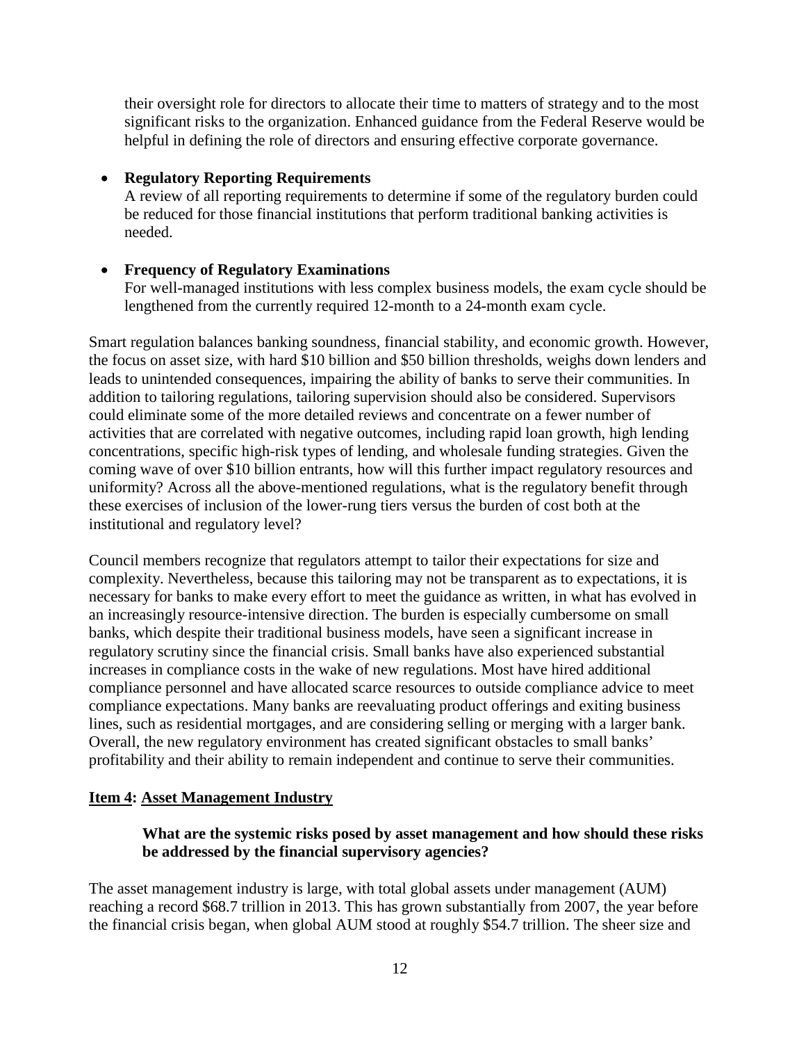their oversight role for directors to allocate their time to matters of strategy and to the most significant risks to the organization. Enhanced guidance from the Federal Reserve would be helpful in defining the role of directors and ensuring effective corporate governance.

- **Regulatory Reporting Requirements**
  A review of all reporting requirements to determine if some of the regulatory burden could be reduced for those financial institutions that perform traditional banking activities is needed.

- **Frequency of Regulatory Examinations**
  For well-managed institutions with less complex business models, the exam cycle should be lengthened from the currently required 12-month to a 24-month exam cycle.

Smart regulation balances banking soundness, financial stability, and economic growth. However, the focus on asset size, with hard $10 billion and $50 billion thresholds, weighs down lenders and leads to unintended consequences, impairing the ability of banks to serve their communities. In addition to tailoring regulations, tailoring supervision should also be considered. Supervisors could eliminate some of the more detailed reviews and concentrate on a fewer number of activities that are correlated with negative outcomes, including rapid loan growth, high lending concentrations, specific high-risk types of lending, and wholesale funding strategies. Given the coming wave of over $10 billion entrants, how will this further impact regulatory resources and uniformity? Across all the above-mentioned regulations, what is the regulatory benefit through these exercises of inclusion of the lower-rung tiers versus the burden of cost both at the institutional and regulatory level?

Council members recognize that regulators attempt to tailor their expectations for size and complexity. Nevertheless, because this tailoring may not be transparent as to expectations, it is necessary for banks to make every effort to meet the guidance as written, in what has evolved in an increasingly resource-intensive direction. The burden is especially cumbersome on small banks, which despite their traditional business models, have seen a significant increase in regulatory scrutiny since the financial crisis. Small banks have also experienced substantial increases in compliance costs in the wake of new regulations. Most have hired additional compliance personnel and have allocated scarce resources to outside compliance advice to meet compliance expectations. Many banks are reevaluating product offerings and exiting business lines, such as residential mortgages, and are considering selling or merging with a larger bank. Overall, the new regulatory environment has created significant obstacles to small banks' profitability and their ability to remain independent and continue to serve their communities.

**Item 4: Asset Management Industry**

> **What are the systemic risks posed by asset management and how should these risks be addressed by the financial supervisory agencies?**

The asset management industry is large, with total global assets under management (AUM) reaching a record $68.7 trillion in 2013. This has grown substantially from 2007, the year before the financial crisis began, when global AUM stood at roughly $54.7 trillion. The sheer size and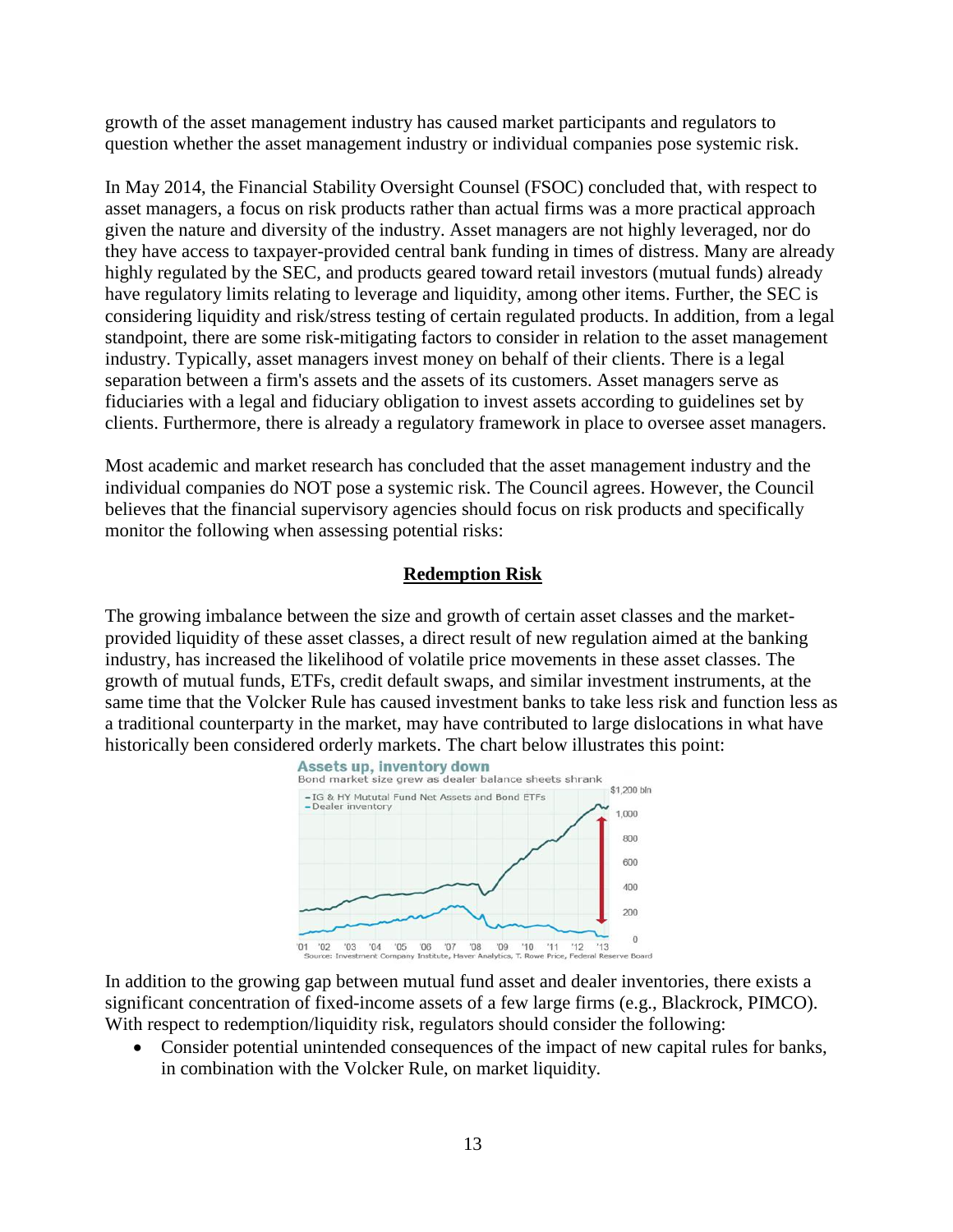growth of the asset management industry has caused market participants and regulators to question whether the asset management industry or individual companies pose systemic risk.

In May 2014, the Financial Stability Oversight Counsel (FSOC) concluded that, with respect to asset managers, a focus on risk products rather than actual firms was a more practical approach given the nature and diversity of the industry. Asset managers are not highly leveraged, nor do they have access to taxpayer-provided central bank funding in times of distress. Many are already highly regulated by the SEC, and products geared toward retail investors (mutual funds) already have regulatory limits relating to leverage and liquidity, among other items. Further, the SEC is considering liquidity and risk/stress testing of certain regulated products. In addition, from a legal standpoint, there are some risk-mitigating factors to consider in relation to the asset management industry. Typically, asset managers invest money on behalf of their clients. There is a legal separation between a firm's assets and the assets of its customers. Asset managers serve as fiduciaries with a legal and fiduciary obligation to invest assets according to guidelines set by clients. Furthermore, there is already a regulatory framework in place to oversee asset managers.

Most academic and market research has concluded that the asset management industry and the individual companies do NOT pose a systemic risk. The Council agrees. However, the Council believes that the financial supervisory agencies should focus on risk products and specifically monitor the following when assessing potential risks:

## Redemption Risk

The growing imbalance between the size and growth of certain asset classes and the market-provided liquidity of these asset classes, a direct result of new regulation aimed at the banking industry, has increased the likelihood of volatile price movements in these asset classes. The growth of mutual funds, ETFs, credit default swaps, and similar investment instruments, at the same time that the Volcker Rule has caused investment banks to take less risk and function less as a traditional counterparty in the market, may have contributed to large dislocations in what have historically been considered orderly markets. The chart below illustrates this point:

Assets up, inventory down
Bond market size grew as dealer balance sheets shrank
- IG & HY Mututal Fund Net Assets and Bond ETFs
- Dealer inventory
$1,200 bln
1,000
800
600
400
200
0
'01 '02 '03 '04 '05 '06 '07 '08 '09 '10 '11 '12 '13
Source: Investment Company Institute, Haver Analytics, T. Rowe Price, Federal Reserve Board

In addition to the growing gap between mutual fund asset and dealer inventories, there exists a significant concentration of fixed-income assets of a few large firms (e.g., Blackrock, PIMCO). With respect to redemption/liquidity risk, regulators should consider the following:

- Consider potential unintended consequences of the impact of new capital rules for banks, in combination with the Volcker Rule, on market liquidity.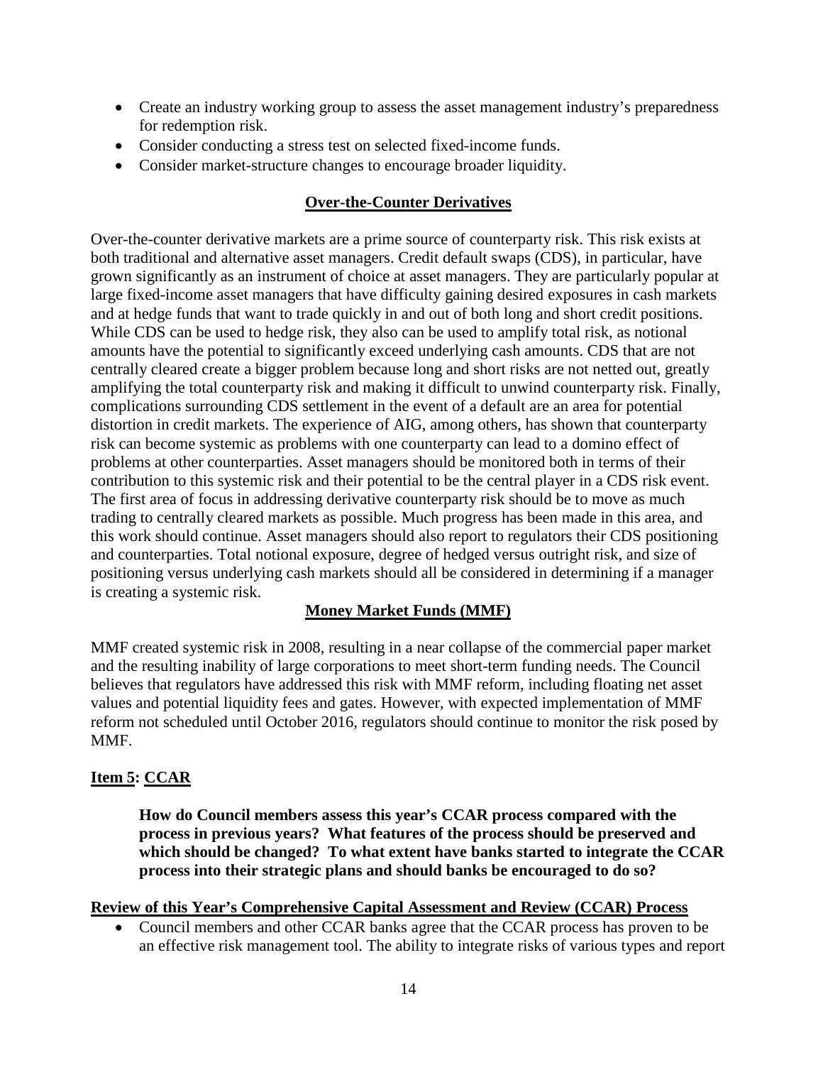- Create an industry working group to assess the asset management industry's preparedness for redemption risk.
- Consider conducting a stress test on selected fixed-income funds.
- Consider market-structure changes to encourage broader liquidity.

**Over-the-Counter Derivatives**

Over-the-counter derivative markets are a prime source of counterparty risk. This risk exists at both traditional and alternative asset managers. Credit default swaps (CDS), in particular, have grown significantly as an instrument of choice at asset managers. They are particularly popular at large fixed-income asset managers that have difficulty gaining desired exposures in cash markets and at hedge funds that want to trade quickly in and out of both long and short credit positions. While CDS can be used to hedge risk, they also can be used to amplify total risk, as notional amounts have the potential to significantly exceed underlying cash amounts. CDS that are not centrally cleared create a bigger problem because long and short risks are not netted out, greatly amplifying the total counterparty risk and making it difficult to unwind counterparty risk. Finally, complications surrounding CDS settlement in the event of a default are an area for potential distortion in credit markets. The experience of AIG, among others, has shown that counterparty risk can become systemic as problems with one counterparty can lead to a domino effect of problems at other counterparties. Asset managers should be monitored both in terms of their contribution to this systemic risk and their potential to be the central player in a CDS risk event. The first area of focus in addressing derivative counterparty risk should be to move as much trading to centrally cleared markets as possible. Much progress has been made in this area, and this work should continue. Asset managers should also report to regulators their CDS positioning and counterparties. Total notional exposure, degree of hedged versus outright risk, and size of positioning versus underlying cash markets should all be considered in determining if a manager is creating a systemic risk.

**Money Market Funds (MMF)**

MMF created systemic risk in 2008, resulting in a near collapse of the commercial paper market and the resulting inability of large corporations to meet short-term funding needs. The Council believes that regulators have addressed this risk with MMF reform, including floating net asset values and potential liquidity fees and gates. However, with expected implementation of MMF reform not scheduled until October 2016, regulators should continue to monitor the risk posed by MMF.

## Item 5: CCAR

**How do Council members assess this year's CCAR process compared with the process in previous years? What features of the process should be preserved and which should be changed? To what extent have banks started to integrate the CCAR process into their strategic plans and should banks be encouraged to do so?**

**Review of this Year's Comprehensive Capital Assessment and Review (CCAR) Process**

- Council members and other CCAR banks agree that the CCAR process has proven to be an effective risk management tool. The ability to integrate risks of various types and report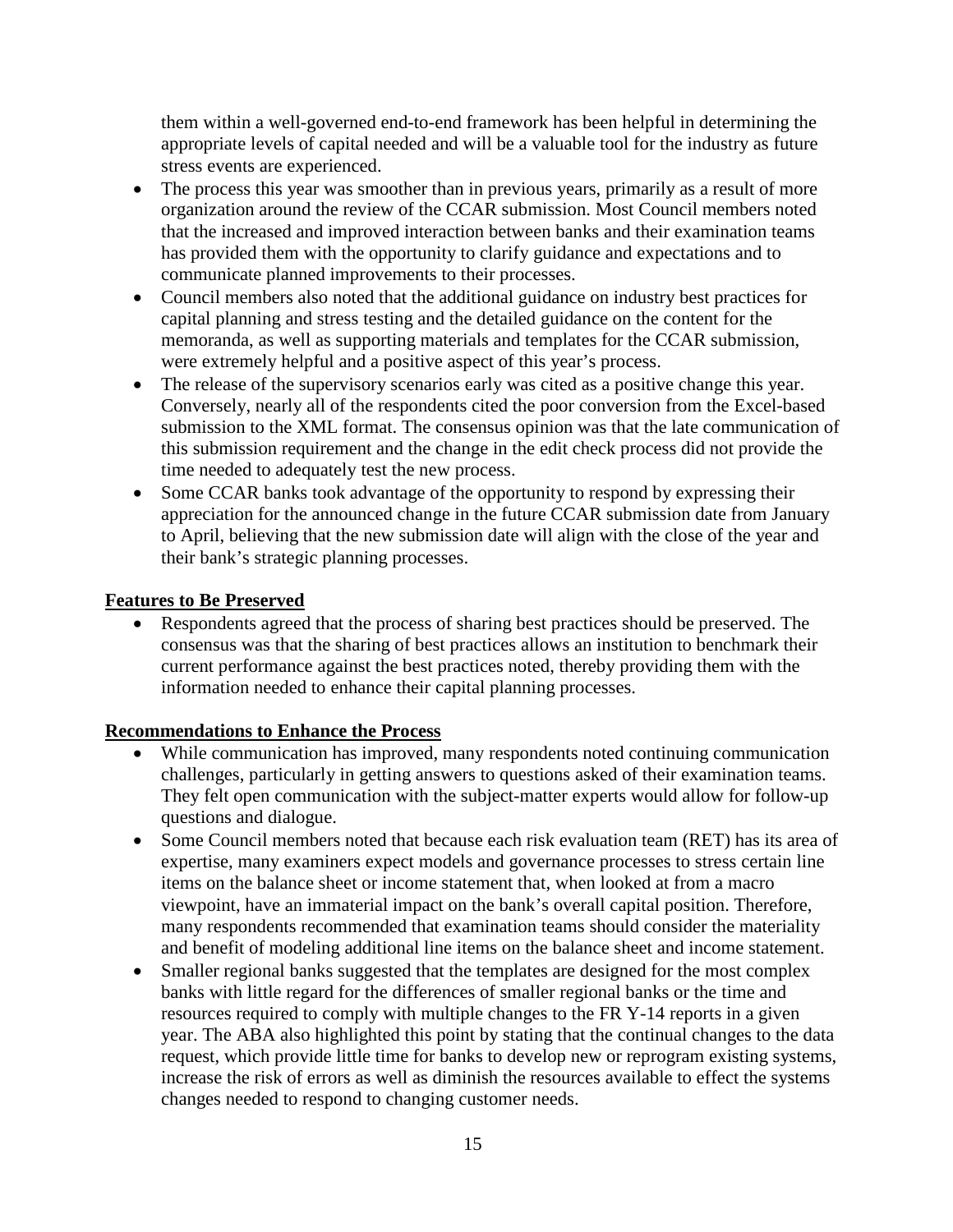them within a well-governed end-to-end framework has been helpful in determining the appropriate levels of capital needed and will be a valuable tool for the industry as future stress events are experienced.

- The process this year was smoother than in previous years, primarily as a result of more organization around the review of the CCAR submission. Most Council members noted that the increased and improved interaction between banks and their examination teams has provided them with the opportunity to clarify guidance and expectations and to communicate planned improvements to their processes.
- Council members also noted that the additional guidance on industry best practices for capital planning and stress testing and the detailed guidance on the content for the memoranda, as well as supporting materials and templates for the CCAR submission, were extremely helpful and a positive aspect of this year's process.
- The release of the supervisory scenarios early was cited as a positive change this year. Conversely, nearly all of the respondents cited the poor conversion from the Excel-based submission to the XML format. The consensus opinion was that the late communication of this submission requirement and the change in the edit check process did not provide the time needed to adequately test the new process.
- Some CCAR banks took advantage of the opportunity to respond by expressing their appreciation for the announced change in the future CCAR submission date from January to April, believing that the new submission date will align with the close of the year and their bank's strategic planning processes.

**Features to Be Preserved**

- Respondents agreed that the process of sharing best practices should be preserved. The consensus was that the sharing of best practices allows an institution to benchmark their current performance against the best practices noted, thereby providing them with the information needed to enhance their capital planning processes.

**Recommendations to Enhance the Process**

- While communication has improved, many respondents noted continuing communication challenges, particularly in getting answers to questions asked of their examination teams. They felt open communication with the subject-matter experts would allow for follow-up questions and dialogue.
- Some Council members noted that because each risk evaluation team (RET) has its area of expertise, many examiners expect models and governance processes to stress certain line items on the balance sheet or income statement that, when looked at from a macro viewpoint, have an immaterial impact on the bank's overall capital position. Therefore, many respondents recommended that examination teams should consider the materiality and benefit of modeling additional line items on the balance sheet and income statement.
- Smaller regional banks suggested that the templates are designed for the most complex banks with little regard for the differences of smaller regional banks or the time and resources required to comply with multiple changes to the FR Y-14 reports in a given year. The ABA also highlighted this point by stating that the continual changes to the data request, which provide little time for banks to develop new or reprogram existing systems, increase the risk of errors as well as diminish the resources available to effect the systems changes needed to respond to changing customer needs.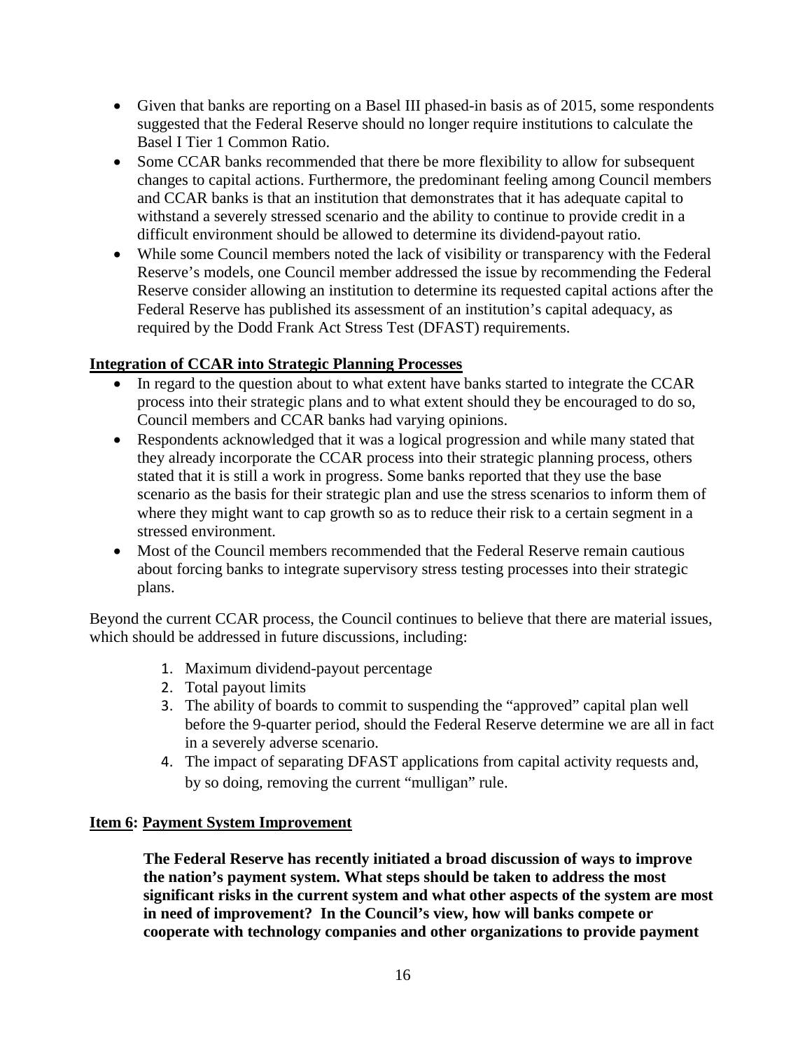- Given that banks are reporting on a Basel III phased-in basis as of 2015, some respondents suggested that the Federal Reserve should no longer require institutions to calculate the Basel I Tier 1 Common Ratio.
- Some CCAR banks recommended that there be more flexibility to allow for subsequent changes to capital actions. Furthermore, the predominant feeling among Council members and CCAR banks is that an institution that demonstrates that it has adequate capital to withstand a severely stressed scenario and the ability to continue to provide credit in a difficult environment should be allowed to determine its dividend-payout ratio.
- While some Council members noted the lack of visibility or transparency with the Federal Reserve's models, one Council member addressed the issue by recommending the Federal Reserve consider allowing an institution to determine its requested capital actions after the Federal Reserve has published its assessment of an institution's capital adequacy, as required by the Dodd Frank Act Stress Test (DFAST) requirements.

**<u>Integration of CCAR into Strategic Planning Processes</u>**

- In regard to the question about to what extent have banks started to integrate the CCAR process into their strategic plans and to what extent should they be encouraged to do so, Council members and CCAR banks had varying opinions.
- Respondents acknowledged that it was a logical progression and while many stated that they already incorporate the CCAR process into their strategic planning process, others stated that it is still a work in progress. Some banks reported that they use the base scenario as the basis for their strategic plan and use the stress scenarios to inform them of where they might want to cap growth so as to reduce their risk to a certain segment in a stressed environment.
- Most of the Council members recommended that the Federal Reserve remain cautious about forcing banks to integrate supervisory stress testing processes into their strategic plans.

Beyond the current CCAR process, the Council continues to believe that there are material issues, which should be addressed in future discussions, including:

1. Maximum dividend-payout percentage
2. Total payout limits
3. The ability of boards to commit to suspending the "approved" capital plan well before the 9-quarter period, should the Federal Reserve determine we are all in fact in a severely adverse scenario.
4. The impact of separating DFAST applications from capital activity requests and, by so doing, removing the current "mulligan" rule.

**<u>Item 6</u>: <u>Payment System Improvement</u>**

> **The Federal Reserve has recently initiated a broad discussion of ways to improve the nation's payment system. What steps should be taken to address the most significant risks in the current system and what other aspects of the system are most in need of improvement? In the Council's view, how will banks compete or cooperate with technology companies and other organizations to provide payment**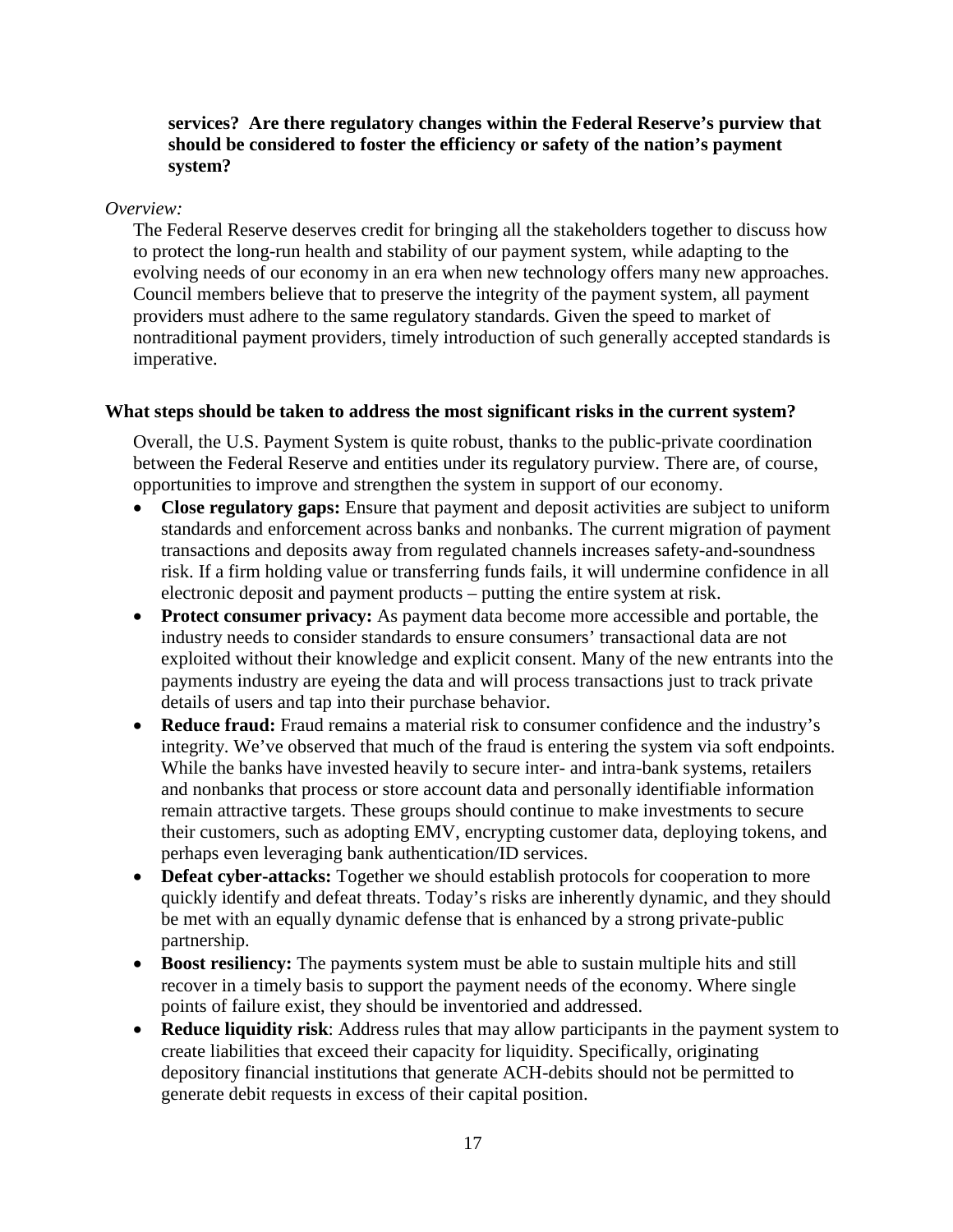**services? Are there regulatory changes within the Federal Reserve's purview that should be considered to foster the efficiency or safety of the nation's payment system?**

*Overview:*

The Federal Reserve deserves credit for bringing all the stakeholders together to discuss how to protect the long-run health and stability of our payment system, while adapting to the evolving needs of our economy in an era when new technology offers many new approaches. Council members believe that to preserve the integrity of the payment system, all payment providers must adhere to the same regulatory standards. Given the speed to market of nontraditional payment providers, timely introduction of such generally accepted standards is imperative.

**What steps should be taken to address the most significant risks in the current system?**

Overall, the U.S. Payment System is quite robust, thanks to the public-private coordination between the Federal Reserve and entities under its regulatory purview. There are, of course, opportunities to improve and strengthen the system in support of our economy.

- **Close regulatory gaps:** Ensure that payment and deposit activities are subject to uniform standards and enforcement across banks and nonbanks. The current migration of payment transactions and deposits away from regulated channels increases safety-and-soundness risk. If a firm holding value or transferring funds fails, it will undermine confidence in all electronic deposit and payment products – putting the entire system at risk.
- **Protect consumer privacy:** As payment data become more accessible and portable, the industry needs to consider standards to ensure consumers' transactional data are not exploited without their knowledge and explicit consent. Many of the new entrants into the payments industry are eyeing the data and will process transactions just to track private details of users and tap into their purchase behavior.
- **Reduce fraud:** Fraud remains a material risk to consumer confidence and the industry's integrity. We've observed that much of the fraud is entering the system via soft endpoints. While the banks have invested heavily to secure inter- and intra-bank systems, retailers and nonbanks that process or store account data and personally identifiable information remain attractive targets. These groups should continue to make investments to secure their customers, such as adopting EMV, encrypting customer data, deploying tokens, and perhaps even leveraging bank authentication/ID services.
- **Defeat cyber-attacks:** Together we should establish protocols for cooperation to more quickly identify and defeat threats. Today's risks are inherently dynamic, and they should be met with an equally dynamic defense that is enhanced by a strong private-public partnership.
- **Boost resiliency:** The payments system must be able to sustain multiple hits and still recover in a timely basis to support the payment needs of the economy. Where single points of failure exist, they should be inventoried and addressed.
- **Reduce liquidity risk**: Address rules that may allow participants in the payment system to create liabilities that exceed their capacity for liquidity. Specifically, originating depository financial institutions that generate ACH-debits should not be permitted to generate debit requests in excess of their capital position.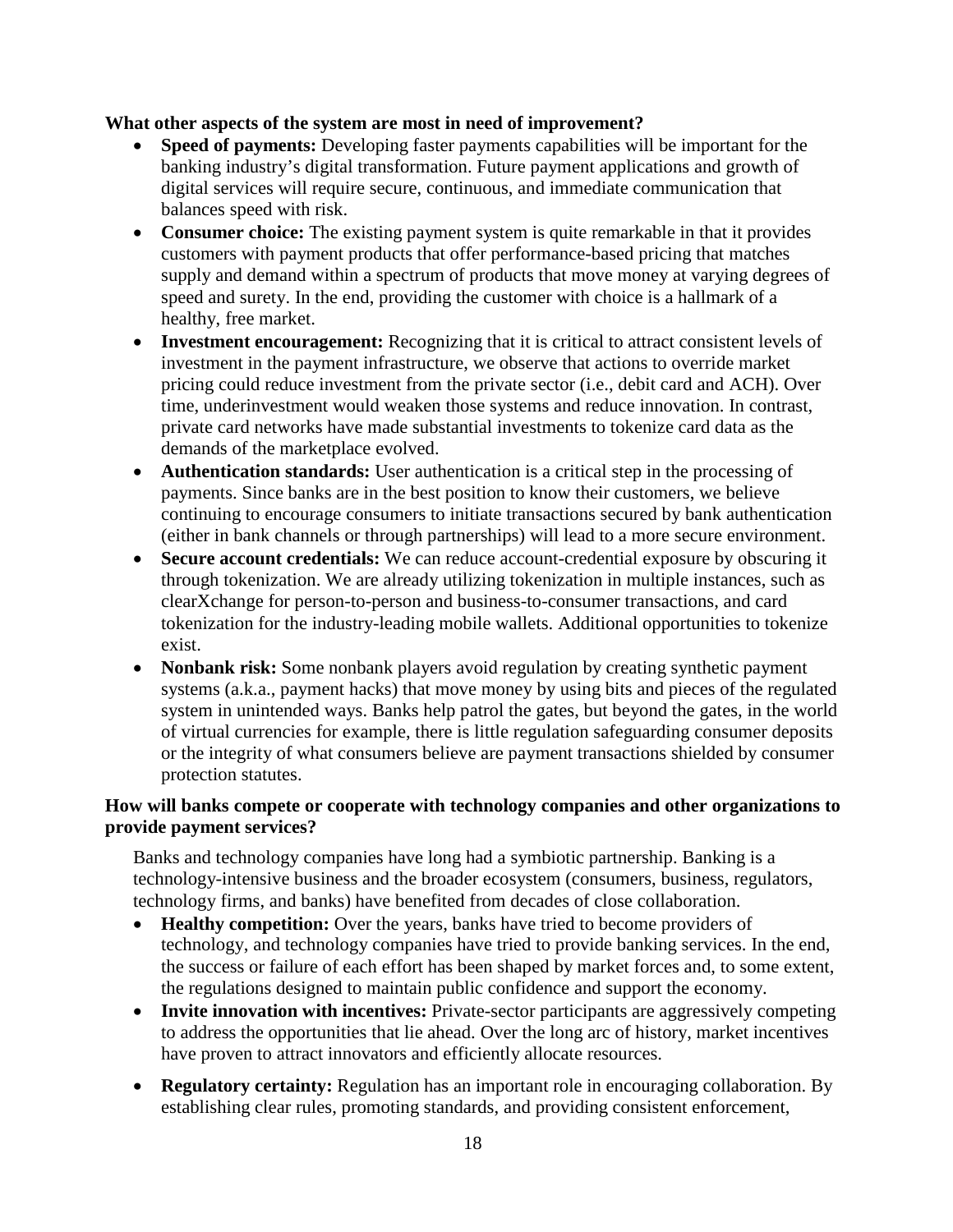**What other aspects of the system are most in need of improvement?**

- **Speed of payments:** Developing faster payments capabilities will be important for the banking industry's digital transformation. Future payment applications and growth of digital services will require secure, continuous, and immediate communication that balances speed with risk.
- **Consumer choice:** The existing payment system is quite remarkable in that it provides customers with payment products that offer performance-based pricing that matches supply and demand within a spectrum of products that move money at varying degrees of speed and surety. In the end, providing the customer with choice is a hallmark of a healthy, free market.
- **Investment encouragement:** Recognizing that it is critical to attract consistent levels of investment in the payment infrastructure, we observe that actions to override market pricing could reduce investment from the private sector (i.e., debit card and ACH). Over time, underinvestment would weaken those systems and reduce innovation. In contrast, private card networks have made substantial investments to tokenize card data as the demands of the marketplace evolved.
- **Authentication standards:** User authentication is a critical step in the processing of payments. Since banks are in the best position to know their customers, we believe continuing to encourage consumers to initiate transactions secured by bank authentication (either in bank channels or through partnerships) will lead to a more secure environment.
- **Secure account credentials:** We can reduce account-credential exposure by obscuring it through tokenization. We are already utilizing tokenization in multiple instances, such as clearXchange for person-to-person and business-to-consumer transactions, and card tokenization for the industry-leading mobile wallets. Additional opportunities to tokenize exist.
- **Nonbank risk:** Some nonbank players avoid regulation by creating synthetic payment systems (a.k.a., payment hacks) that move money by using bits and pieces of the regulated system in unintended ways. Banks help patrol the gates, but beyond the gates, in the world of virtual currencies for example, there is little regulation safeguarding consumer deposits or the integrity of what consumers believe are payment transactions shielded by consumer protection statutes.

**How will banks compete or cooperate with technology companies and other organizations to provide payment services?**

Banks and technology companies have long had a symbiotic partnership. Banking is a technology-intensive business and the broader ecosystem (consumers, business, regulators, technology firms, and banks) have benefited from decades of close collaboration.

- **Healthy competition:** Over the years, banks have tried to become providers of technology, and technology companies have tried to provide banking services. In the end, the success or failure of each effort has been shaped by market forces and, to some extent, the regulations designed to maintain public confidence and support the economy.
- **Invite innovation with incentives:** Private-sector participants are aggressively competing to address the opportunities that lie ahead. Over the long arc of history, market incentives have proven to attract innovators and efficiently allocate resources.
- **Regulatory certainty:** Regulation has an important role in encouraging collaboration. By establishing clear rules, promoting standards, and providing consistent enforcement,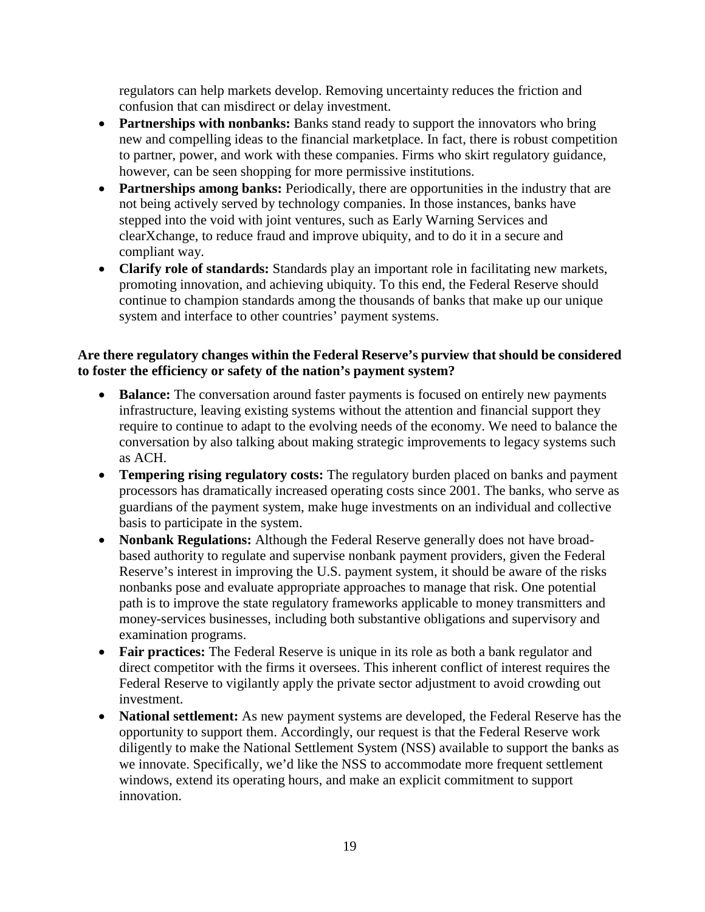regulators can help markets develop. Removing uncertainty reduces the friction and confusion that can misdirect or delay investment.

- **Partnerships with nonbanks:** Banks stand ready to support the innovators who bring new and compelling ideas to the financial marketplace. In fact, there is robust competition to partner, power, and work with these companies. Firms who skirt regulatory guidance, however, can be seen shopping for more permissive institutions.
- **Partnerships among banks:** Periodically, there are opportunities in the industry that are not being actively served by technology companies. In those instances, banks have stepped into the void with joint ventures, such as Early Warning Services and clearXchange, to reduce fraud and improve ubiquity, and to do it in a secure and compliant way.
- **Clarify role of standards:** Standards play an important role in facilitating new markets, promoting innovation, and achieving ubiquity. To this end, the Federal Reserve should continue to champion standards among the thousands of banks that make up our unique system and interface to other countries' payment systems.

**Are there regulatory changes within the Federal Reserve's purview that should be considered to foster the efficiency or safety of the nation's payment system?**

- **Balance:** The conversation around faster payments is focused on entirely new payments infrastructure, leaving existing systems without the attention and financial support they require to continue to adapt to the evolving needs of the economy. We need to balance the conversation by also talking about making strategic improvements to legacy systems such as ACH.
- **Tempering rising regulatory costs:** The regulatory burden placed on banks and payment processors has dramatically increased operating costs since 2001. The banks, who serve as guardians of the payment system, make huge investments on an individual and collective basis to participate in the system.
- **Nonbank Regulations:** Although the Federal Reserve generally does not have broad-based authority to regulate and supervise nonbank payment providers, given the Federal Reserve's interest in improving the U.S. payment system, it should be aware of the risks nonbanks pose and evaluate appropriate approaches to manage that risk. One potential path is to improve the state regulatory frameworks applicable to money transmitters and money-services businesses, including both substantive obligations and supervisory and examination programs.
- **Fair practices:** The Federal Reserve is unique in its role as both a bank regulator and direct competitor with the firms it oversees. This inherent conflict of interest requires the Federal Reserve to vigilantly apply the private sector adjustment to avoid crowding out investment.
- **National settlement:** As new payment systems are developed, the Federal Reserve has the opportunity to support them. Accordingly, our request is that the Federal Reserve work diligently to make the National Settlement System (NSS) available to support the banks as we innovate. Specifically, we'd like the NSS to accommodate more frequent settlement windows, extend its operating hours, and make an explicit commitment to support innovation.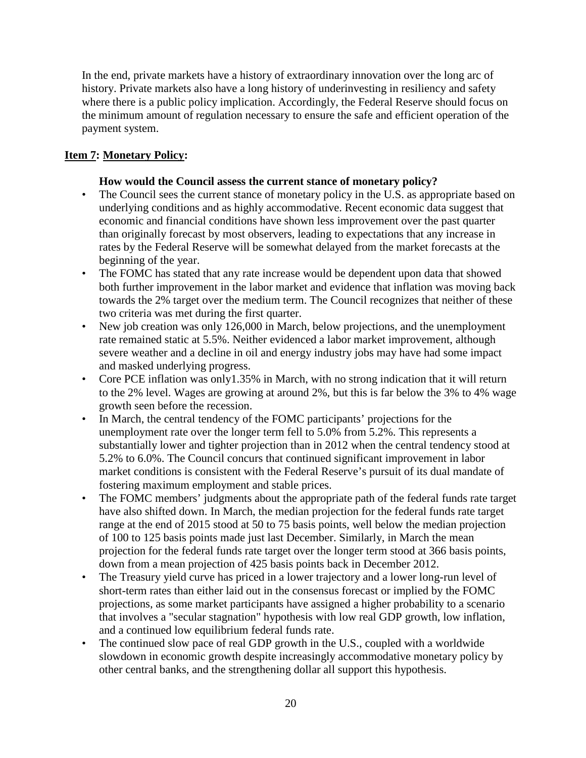In the end, private markets have a history of extraordinary innovation over the long arc of history. Private markets also have a long history of underinvesting in resiliency and safety where there is a public policy implication. Accordingly, the Federal Reserve should focus on the minimum amount of regulation necessary to ensure the safe and efficient operation of the payment system.

**Item 7: Monetary Policy:**

**How would the Council assess the current stance of monetary policy?**

- The Council sees the current stance of monetary policy in the U.S. as appropriate based on underlying conditions and as highly accommodative. Recent economic data suggest that economic and financial conditions have shown less improvement over the past quarter than originally forecast by most observers, leading to expectations that any increase in rates by the Federal Reserve will be somewhat delayed from the market forecasts at the beginning of the year.
- The FOMC has stated that any rate increase would be dependent upon data that showed both further improvement in the labor market and evidence that inflation was moving back towards the 2% target over the medium term. The Council recognizes that neither of these two criteria was met during the first quarter.
- New job creation was only 126,000 in March, below projections, and the unemployment rate remained static at 5.5%. Neither evidenced a labor market improvement, although severe weather and a decline in oil and energy industry jobs may have had some impact and masked underlying progress.
- Core PCE inflation was only1.35% in March, with no strong indication that it will return to the 2% level. Wages are growing at around 2%, but this is far below the 3% to 4% wage growth seen before the recession.
- In March, the central tendency of the FOMC participants' projections for the unemployment rate over the longer term fell to 5.0% from 5.2%. This represents a substantially lower and tighter projection than in 2012 when the central tendency stood at 5.2% to 6.0%. The Council concurs that continued significant improvement in labor market conditions is consistent with the Federal Reserve's pursuit of its dual mandate of fostering maximum employment and stable prices.
- The FOMC members' judgments about the appropriate path of the federal funds rate target have also shifted down. In March, the median projection for the federal funds rate target range at the end of 2015 stood at 50 to 75 basis points, well below the median projection of 100 to 125 basis points made just last December. Similarly, in March the mean projection for the federal funds rate target over the longer term stood at 366 basis points, down from a mean projection of 425 basis points back in December 2012.
- The Treasury yield curve has priced in a lower trajectory and a lower long-run level of short-term rates than either laid out in the consensus forecast or implied by the FOMC projections, as some market participants have assigned a higher probability to a scenario that involves a "secular stagnation" hypothesis with low real GDP growth, low inflation, and a continued low equilibrium federal funds rate.
- The continued slow pace of real GDP growth in the U.S., coupled with a worldwide slowdown in economic growth despite increasingly accommodative monetary policy by other central banks, and the strengthening dollar all support this hypothesis.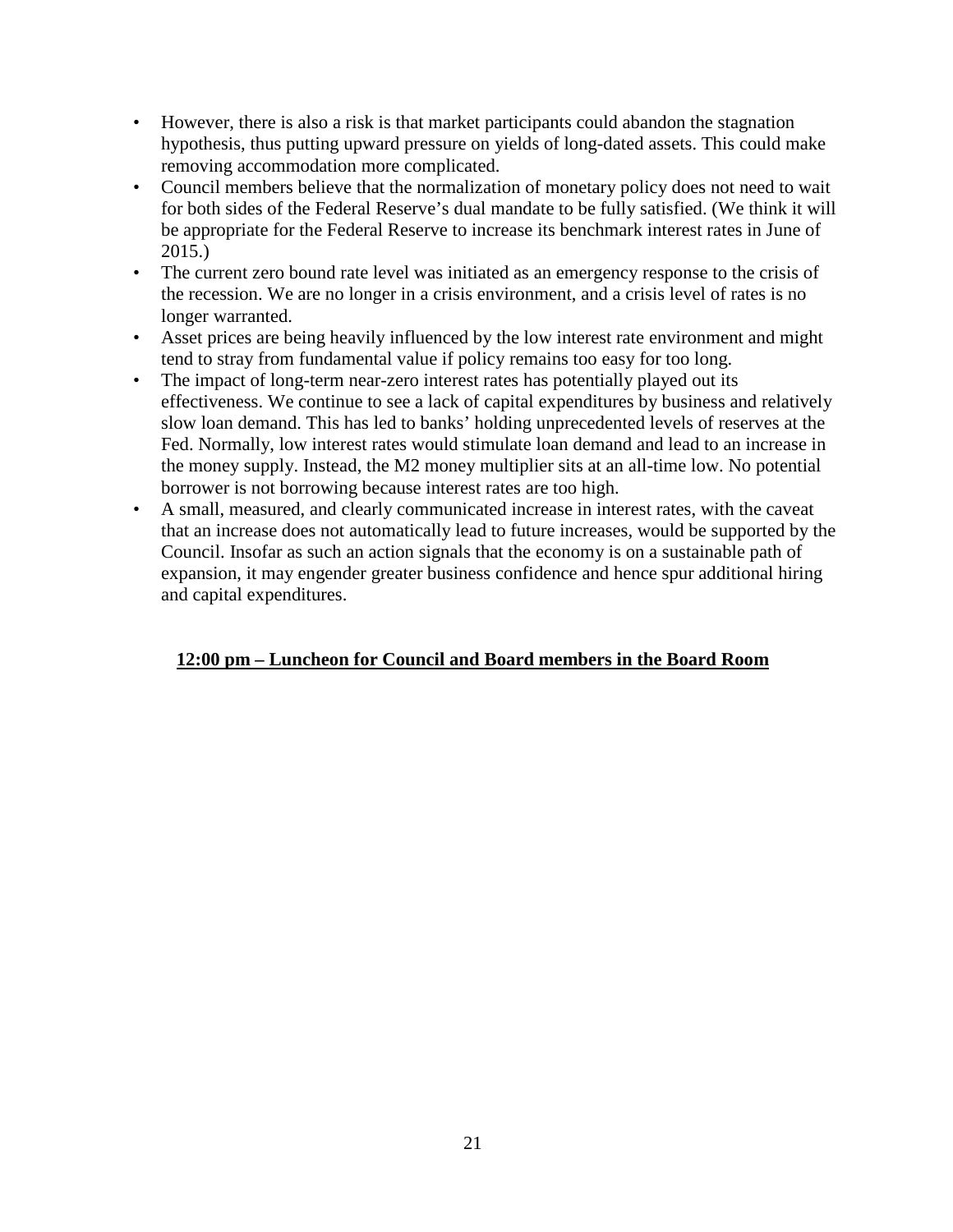- However, there is also a risk is that market participants could abandon the stagnation hypothesis, thus putting upward pressure on yields of long-dated assets. This could make removing accommodation more complicated.
- Council members believe that the normalization of monetary policy does not need to wait for both sides of the Federal Reserve's dual mandate to be fully satisfied. (We think it will be appropriate for the Federal Reserve to increase its benchmark interest rates in June of 2015.)
- The current zero bound rate level was initiated as an emergency response to the crisis of the recession. We are no longer in a crisis environment, and a crisis level of rates is no longer warranted.
- Asset prices are being heavily influenced by the low interest rate environment and might tend to stray from fundamental value if policy remains too easy for too long.
- The impact of long-term near-zero interest rates has potentially played out its effectiveness. We continue to see a lack of capital expenditures by business and relatively slow loan demand. This has led to banks' holding unprecedented levels of reserves at the Fed. Normally, low interest rates would stimulate loan demand and lead to an increase in the money supply. Instead, the M2 money multiplier sits at an all-time low. No potential borrower is not borrowing because interest rates are too high.
- A small, measured, and clearly communicated increase in interest rates, with the caveat that an increase does not automatically lead to future increases, would be supported by the Council. Insofar as such an action signals that the economy is on a sustainable path of expansion, it may engender greater business confidence and hence spur additional hiring and capital expenditures.

**12:00 pm – Luncheon for Council and Board members in the Board Room**